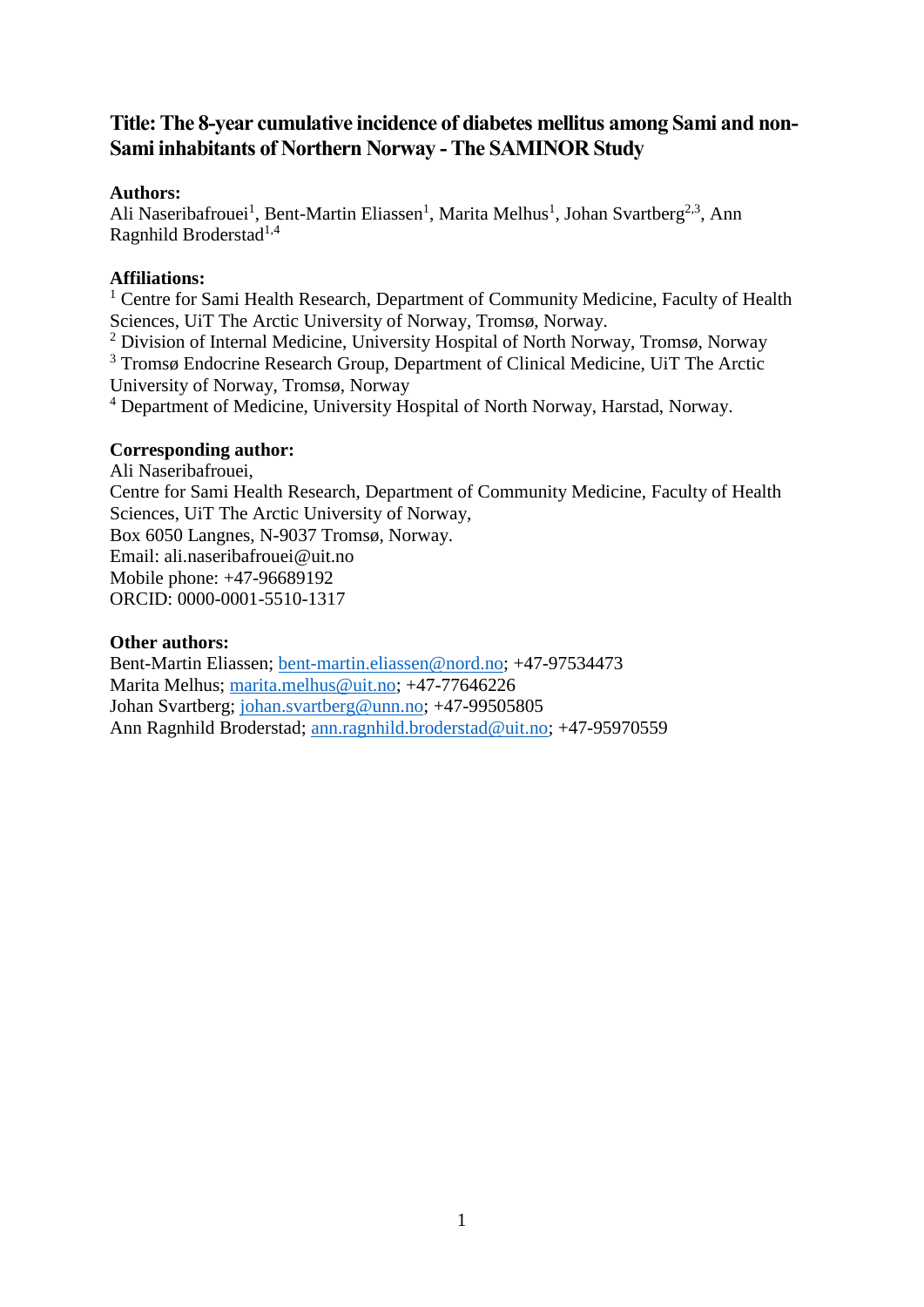# Title: The 8-year cumulative incidence of diabetes mellitus among Sami and non-Sami inhabitants of Northern Norway - The SAMINOR Study

**Authors:**

Ali Naseribafrouei[1], Bent-Martin Eliassen[1], Marita Melhus[1], Johan Svartberg[2,3], Ann Ragnhild Broderstad[1,4]

**Affiliations:**

[1] Centre for Sami Health Research, Department of Community Medicine, Faculty of Health Sciences, UiT The Arctic University of Norway, Tromsø, Norway.

[2] Division of Internal Medicine, University Hospital of North Norway, Tromsø, Norway

[3] Tromsø Endocrine Research Group, Department of Clinical Medicine, UiT The Arctic University of Norway, Tromsø, Norway

[4] Department of Medicine, University Hospital of North Norway, Harstad, Norway.

**Corresponding author:**

Ali Naseribafrouei,
Centre for Sami Health Research, Department of Community Medicine, Faculty of Health Sciences, UiT The Arctic University of Norway,
Box 6050 Langnes, N-9037 Tromsø, Norway.
Email: ali.naseribafrouei@uit.no
Mobile phone: +47-96689192
ORCID: 0000-0001-5510-1317

**Other authors:**

Bent-Martin Eliassen; bent-martin.eliassen@nord.no; +47-97534473
Marita Melhus; marita.melhus@uit.no; +47-77646226
Johan Svartberg; johan.svartberg@unn.no; +47-99505805
Ann Ragnhild Broderstad; ann.ragnhild.broderstad@uit.no; +47-95970559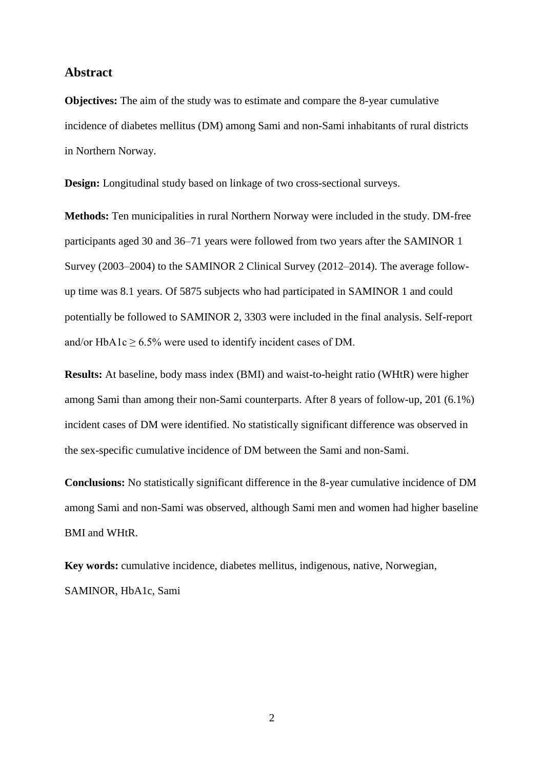## Abstract

**Objectives:** The aim of the study was to estimate and compare the 8-year cumulative incidence of diabetes mellitus (DM) among Sami and non-Sami inhabitants of rural districts in Northern Norway.

**Design:** Longitudinal study based on linkage of two cross-sectional surveys.

**Methods:** Ten municipalities in rural Northern Norway were included in the study. DM-free participants aged 30 and 36–71 years were followed from two years after the SAMINOR 1 Survey (2003–2004) to the SAMINOR 2 Clinical Survey (2012–2014). The average follow-up time was 8.1 years. Of 5875 subjects who had participated in SAMINOR 1 and could potentially be followed to SAMINOR 2, 3303 were included in the final analysis. Self-report and/or HbA1c $\geq$ 6.5% were used to identify incident cases of DM.

**Results:** At baseline, body mass index (BMI) and waist-to-height ratio (WHtR) were higher among Sami than among their non-Sami counterparts. After 8 years of follow-up, 201 (6.1%) incident cases of DM were identified. No statistically significant difference was observed in the sex-specific cumulative incidence of DM between the Sami and non-Sami.

**Conclusions:** No statistically significant difference in the 8-year cumulative incidence of DM among Sami and non-Sami was observed, although Sami men and women had higher baseline BMI and WHtR.

**Key words:** cumulative incidence, diabetes mellitus, indigenous, native, Norwegian, SAMINOR, HbA1c, Sami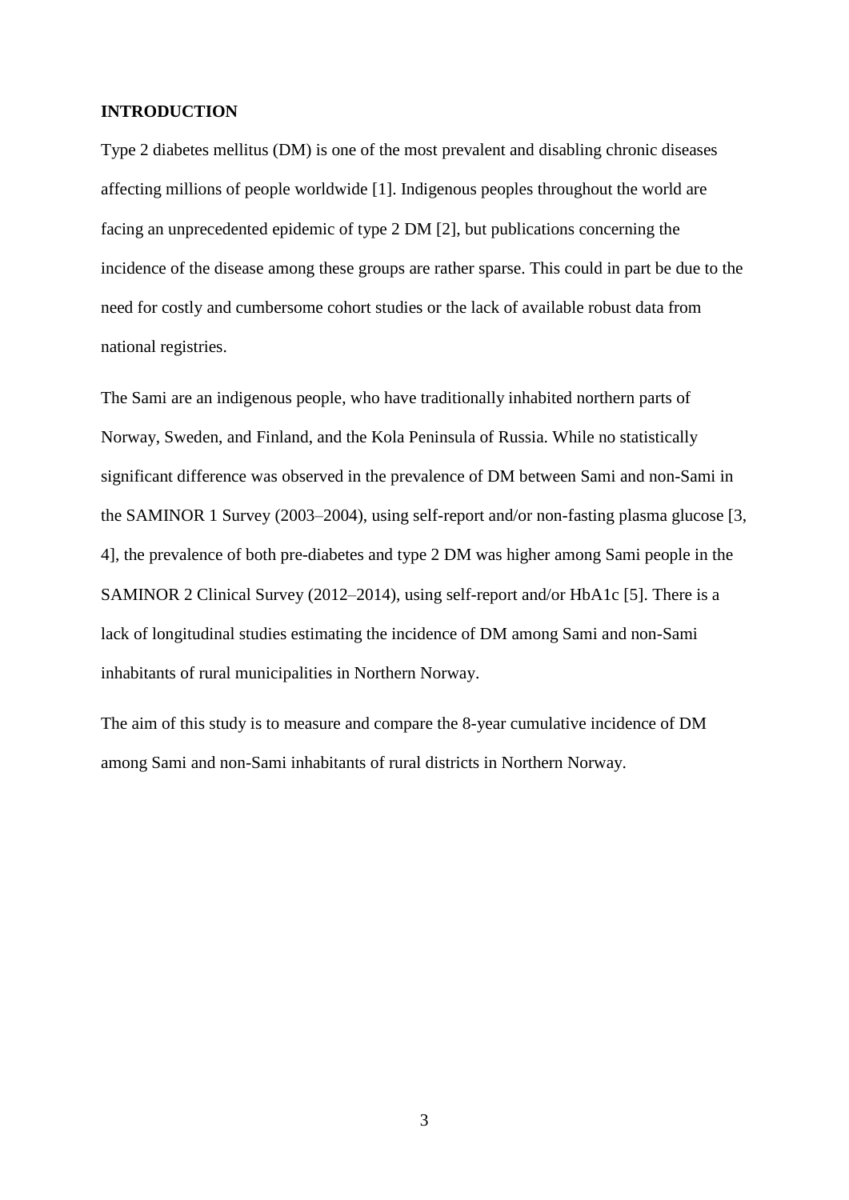## INTRODUCTION

Type 2 diabetes mellitus (DM) is one of the most prevalent and disabling chronic diseases affecting millions of people worldwide [1]. Indigenous peoples throughout the world are facing an unprecedented epidemic of type 2 DM [2], but publications concerning the incidence of the disease among these groups are rather sparse. This could in part be due to the need for costly and cumbersome cohort studies or the lack of available robust data from national registries.

The Sami are an indigenous people, who have traditionally inhabited northern parts of Norway, Sweden, and Finland, and the Kola Peninsula of Russia. While no statistically significant difference was observed in the prevalence of DM between Sami and non-Sami in the SAMINOR 1 Survey (2003–2004), using self-report and/or non-fasting plasma glucose [3, 4], the prevalence of both pre-diabetes and type 2 DM was higher among Sami people in the SAMINOR 2 Clinical Survey (2012–2014), using self-report and/or HbA1c [5]. There is a lack of longitudinal studies estimating the incidence of DM among Sami and non-Sami inhabitants of rural municipalities in Northern Norway.

The aim of this study is to measure and compare the 8-year cumulative incidence of DM among Sami and non-Sami inhabitants of rural districts in Northern Norway.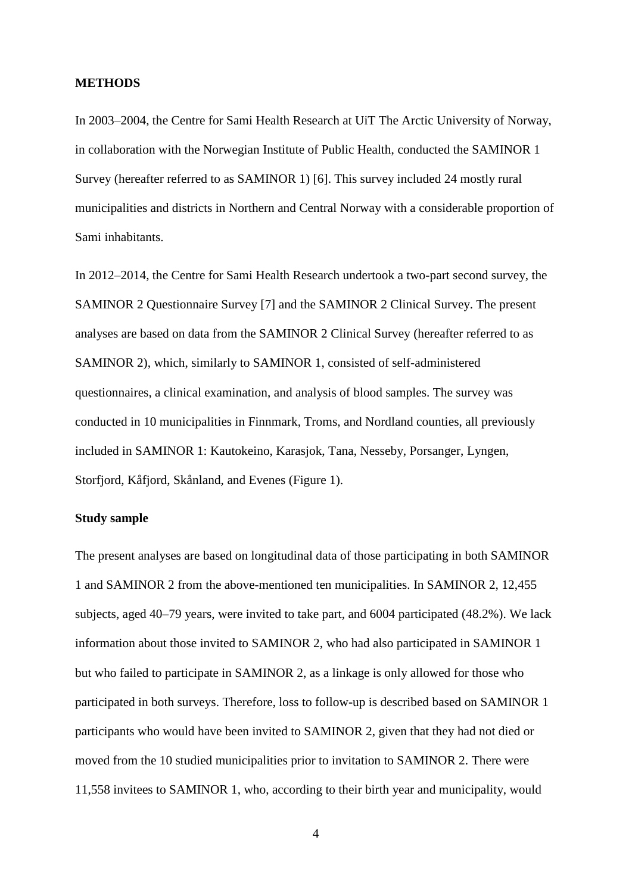## METHODS

In 2003–2004, the Centre for Sami Health Research at UiT The Arctic University of Norway, in collaboration with the Norwegian Institute of Public Health, conducted the SAMINOR 1 Survey (hereafter referred to as SAMINOR 1) [6]. This survey included 24 mostly rural municipalities and districts in Northern and Central Norway with a considerable proportion of Sami inhabitants.

In 2012–2014, the Centre for Sami Health Research undertook a two-part second survey, the SAMINOR 2 Questionnaire Survey [7] and the SAMINOR 2 Clinical Survey. The present analyses are based on data from the SAMINOR 2 Clinical Survey (hereafter referred to as SAMINOR 2), which, similarly to SAMINOR 1, consisted of self-administered questionnaires, a clinical examination, and analysis of blood samples. The survey was conducted in 10 municipalities in Finnmark, Troms, and Nordland counties, all previously included in SAMINOR 1: Kautokeino, Karasjok, Tana, Nesseby, Porsanger, Lyngen, Storfjord, Kåfjord, Skånland, and Evenes (Figure 1).

### Study sample

The present analyses are based on longitudinal data of those participating in both SAMINOR 1 and SAMINOR 2 from the above-mentioned ten municipalities. In SAMINOR 2, 12,455 subjects, aged 40–79 years, were invited to take part, and 6004 participated (48.2%). We lack information about those invited to SAMINOR 2, who had also participated in SAMINOR 1 but who failed to participate in SAMINOR 2, as a linkage is only allowed for those who participated in both surveys. Therefore, loss to follow-up is described based on SAMINOR 1 participants who would have been invited to SAMINOR 2, given that they had not died or moved from the 10 studied municipalities prior to invitation to SAMINOR 2. There were 11,558 invitees to SAMINOR 1, who, according to their birth year and municipality, would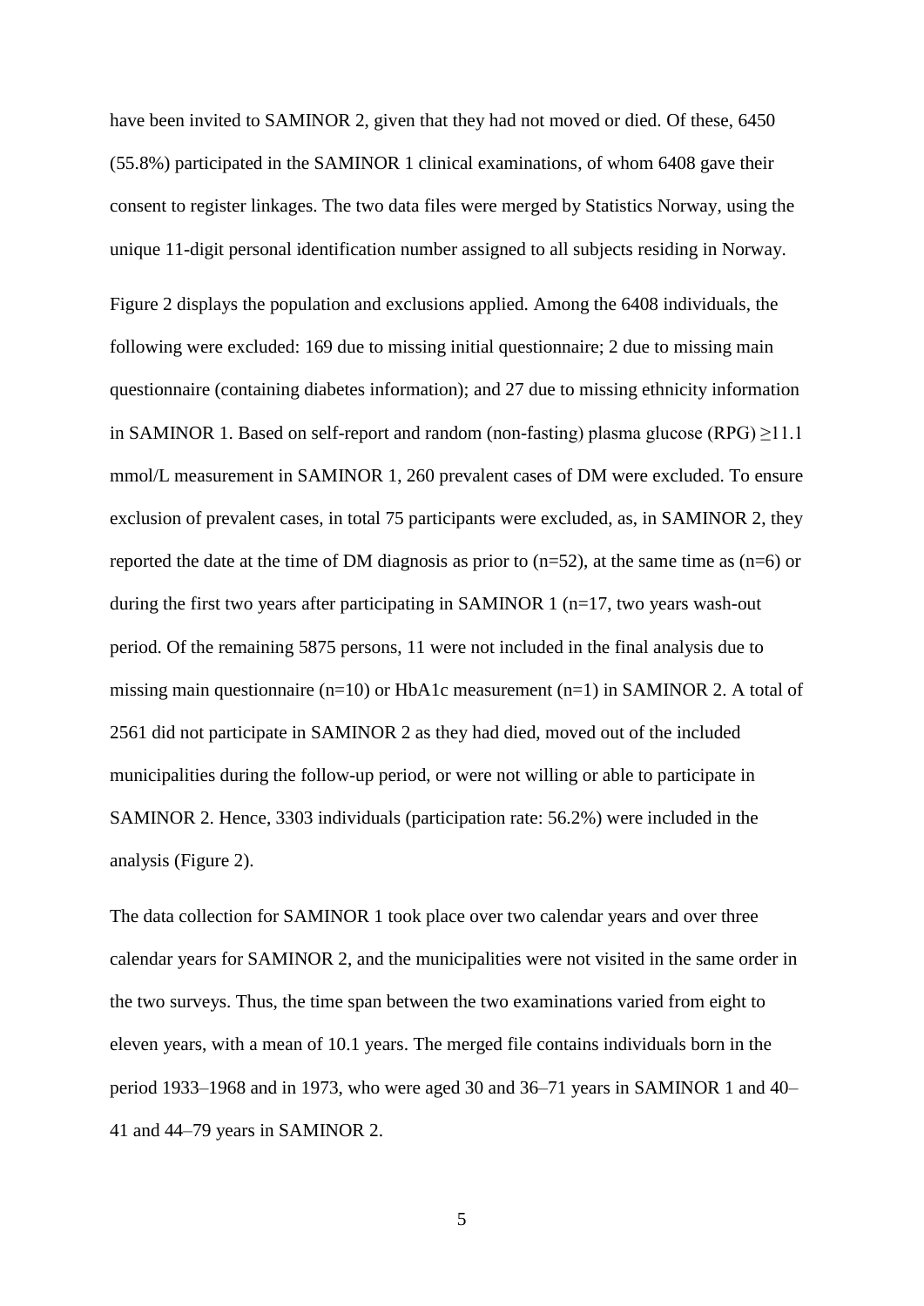have been invited to SAMINOR 2, given that they had not moved or died. Of these, 6450 (55.8%) participated in the SAMINOR 1 clinical examinations, of whom 6408 gave their consent to register linkages. The two data files were merged by Statistics Norway, using the unique 11-digit personal identification number assigned to all subjects residing in Norway.

Figure 2 displays the population and exclusions applied. Among the 6408 individuals, the following were excluded: 169 due to missing initial questionnaire; 2 due to missing main questionnaire (containing diabetes information); and 27 due to missing ethnicity information in SAMINOR 1. Based on self-report and random (non-fasting) plasma glucose (RPG) ≥11.1 mmol/L measurement in SAMINOR 1, 260 prevalent cases of DM were excluded. To ensure exclusion of prevalent cases, in total 75 participants were excluded, as, in SAMINOR 2, they reported the date at the time of DM diagnosis as prior to (n=52), at the same time as (n=6) or during the first two years after participating in SAMINOR 1 (n=17, two years wash-out period. Of the remaining 5875 persons, 11 were not included in the final analysis due to missing main questionnaire (n=10) or HbA1c measurement (n=1) in SAMINOR 2. A total of 2561 did not participate in SAMINOR 2 as they had died, moved out of the included municipalities during the follow-up period, or were not willing or able to participate in SAMINOR 2. Hence, 3303 individuals (participation rate: 56.2%) were included in the analysis (Figure 2).

The data collection for SAMINOR 1 took place over two calendar years and over three calendar years for SAMINOR 2, and the municipalities were not visited in the same order in the two surveys. Thus, the time span between the two examinations varied from eight to eleven years, with a mean of 10.1 years. The merged file contains individuals born in the period 1933–1968 and in 1973, who were aged 30 and 36–71 years in SAMINOR 1 and 40–41 and 44–79 years in SAMINOR 2.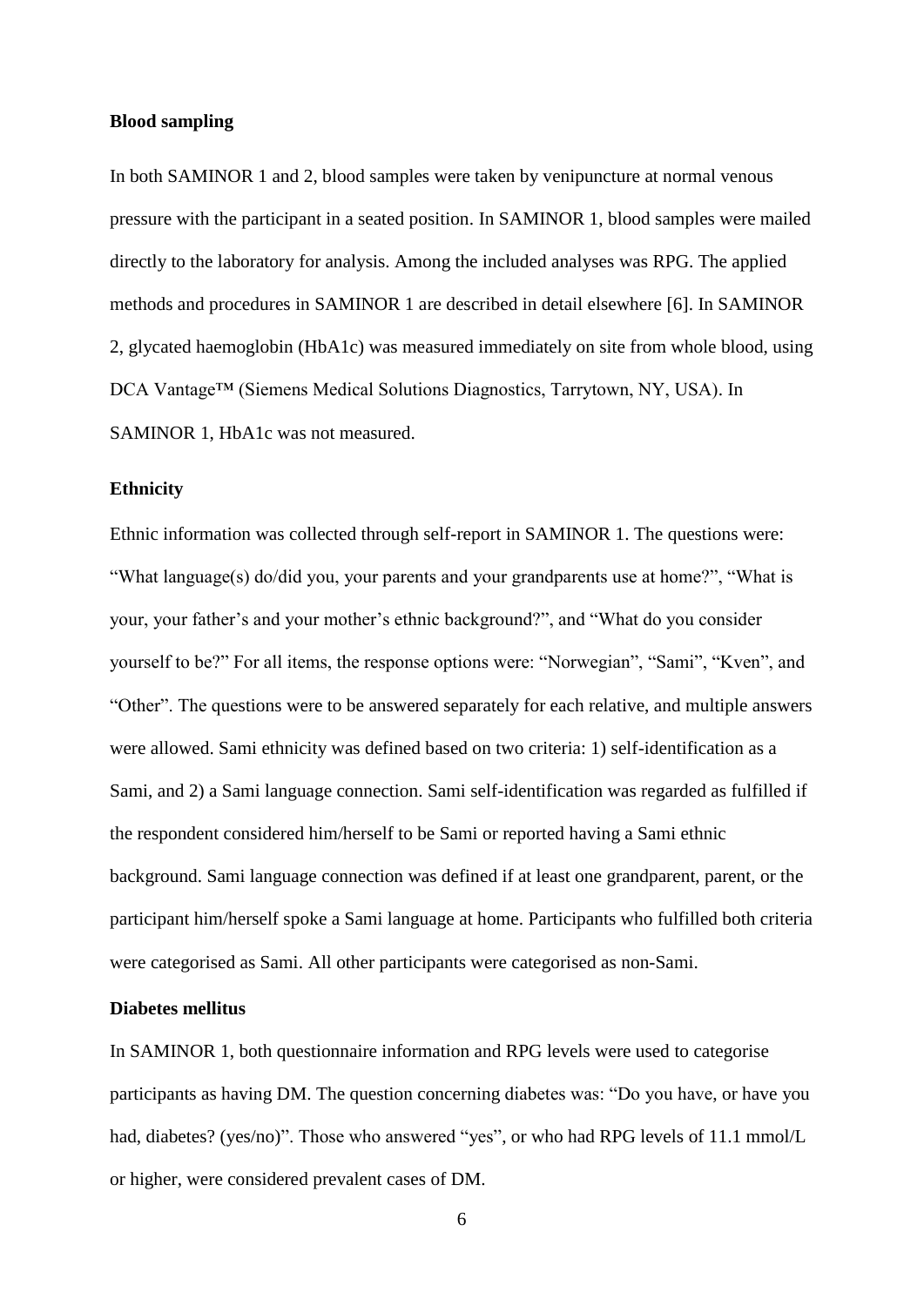### Blood sampling

In both SAMINOR 1 and 2, blood samples were taken by venipuncture at normal venous pressure with the participant in a seated position. In SAMINOR 1, blood samples were mailed directly to the laboratory for analysis. Among the included analyses was RPG. The applied methods and procedures in SAMINOR 1 are described in detail elsewhere [6]. In SAMINOR 2, glycated haemoglobin (HbA1c) was measured immediately on site from whole blood, using DCA Vantage™ (Siemens Medical Solutions Diagnostics, Tarrytown, NY, USA). In SAMINOR 1, HbA1c was not measured.

### Ethnicity

Ethnic information was collected through self-report in SAMINOR 1. The questions were: "What language(s) do/did you, your parents and your grandparents use at home?", "What is your, your father's and your mother's ethnic background?", and "What do you consider yourself to be?" For all items, the response options were: "Norwegian", "Sami", "Kven", and "Other". The questions were to be answered separately for each relative, and multiple answers were allowed. Sami ethnicity was defined based on two criteria: 1) self-identification as a Sami, and 2) a Sami language connection. Sami self-identification was regarded as fulfilled if the respondent considered him/herself to be Sami or reported having a Sami ethnic background. Sami language connection was defined if at least one grandparent, parent, or the participant him/herself spoke a Sami language at home. Participants who fulfilled both criteria were categorised as Sami. All other participants were categorised as non-Sami.

### Diabetes mellitus

In SAMINOR 1, both questionnaire information and RPG levels were used to categorise participants as having DM. The question concerning diabetes was: "Do you have, or have you had, diabetes? (yes/no)". Those who answered "yes", or who had RPG levels of 11.1 mmol/L or higher, were considered prevalent cases of DM.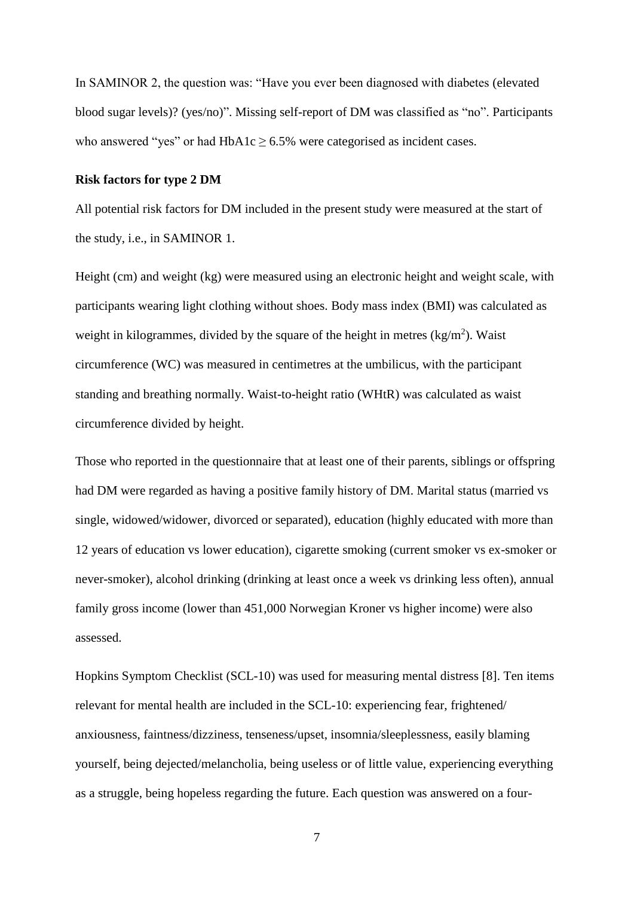In SAMINOR 2, the question was: "Have you ever been diagnosed with diabetes (elevated blood sugar levels)? (yes/no)". Missing self-report of DM was classified as "no". Participants who answered "yes" or had HbA1c $\geq$ 6.5% were categorised as incident cases.

**Risk factors for type 2 DM**

All potential risk factors for DM included in the present study were measured at the start of the study, i.e., in SAMINOR 1.

Height (cm) and weight (kg) were measured using an electronic height and weight scale, with participants wearing light clothing without shoes. Body mass index (BMI) was calculated as weight in kilogrammes, divided by the square of the height in metres (kg/m$^2$). Waist circumference (WC) was measured in centimetres at the umbilicus, with the participant standing and breathing normally. Waist-to-height ratio (WHtR) was calculated as waist circumference divided by height.

Those who reported in the questionnaire that at least one of their parents, siblings or offspring had DM were regarded as having a positive family history of DM. Marital status (married vs single, widowed/widower, divorced or separated), education (highly educated with more than 12 years of education vs lower education), cigarette smoking (current smoker vs ex-smoker or never-smoker), alcohol drinking (drinking at least once a week vs drinking less often), annual family gross income (lower than 451,000 Norwegian Kroner vs higher income) were also assessed.

Hopkins Symptom Checklist (SCL-10) was used for measuring mental distress [8]. Ten items relevant for mental health are included in the SCL-10: experiencing fear, frightened/ anxiousness, faintness/dizziness, tenseness/upset, insomnia/sleeplessness, easily blaming yourself, being dejected/melancholia, being useless or of little value, experiencing everything as a struggle, being hopeless regarding the future. Each question was answered on a four-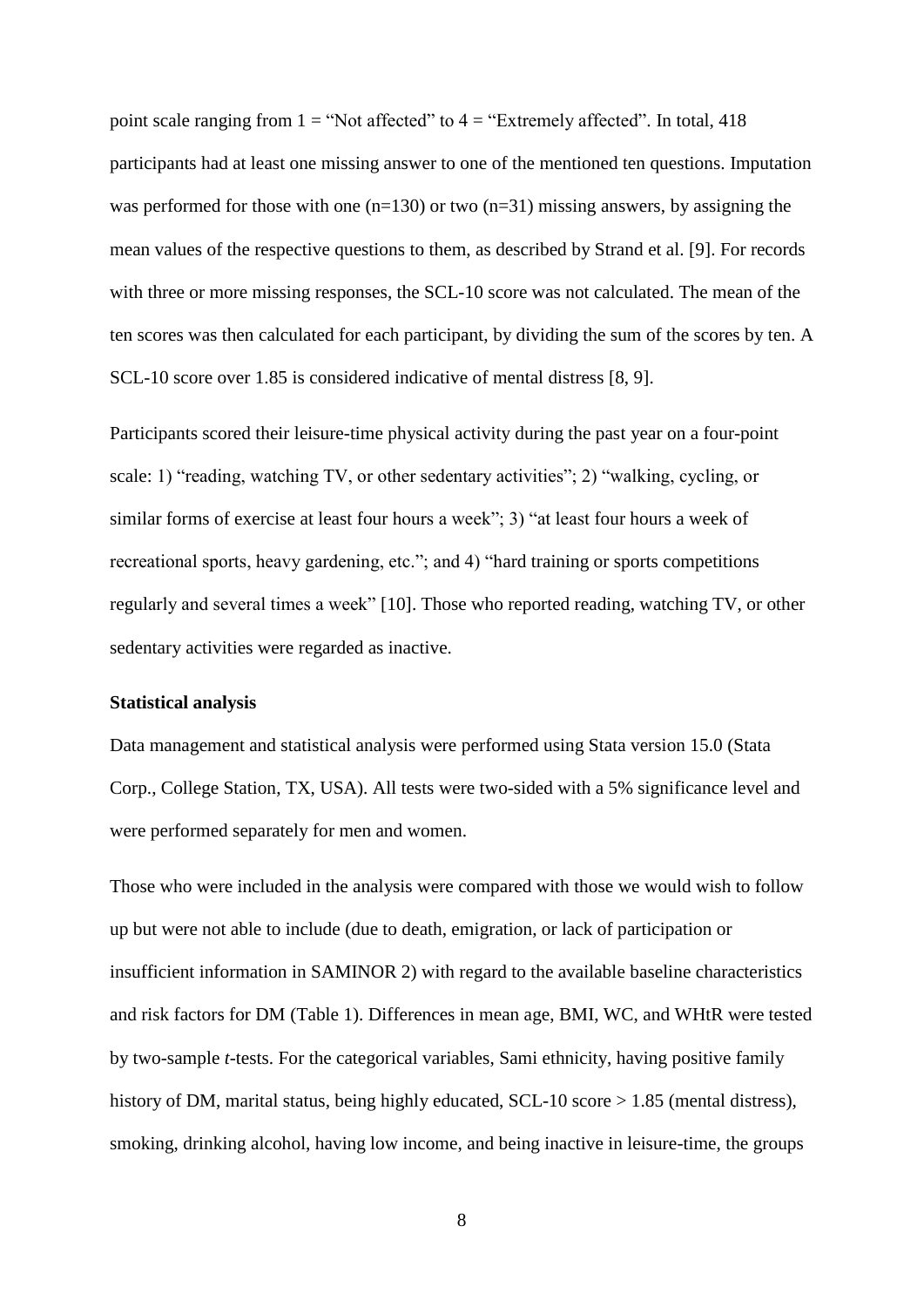point scale ranging from 1 = "Not affected" to 4 = "Extremely affected". In total, 418 participants had at least one missing answer to one of the mentioned ten questions. Imputation was performed for those with one (n=130) or two (n=31) missing answers, by assigning the mean values of the respective questions to them, as described by Strand et al. [9]. For records with three or more missing responses, the SCL-10 score was not calculated. The mean of the ten scores was then calculated for each participant, by dividing the sum of the scores by ten. A SCL-10 score over 1.85 is considered indicative of mental distress [8, 9].

Participants scored their leisure-time physical activity during the past year on a four-point scale: 1) "reading, watching TV, or other sedentary activities"; 2) "walking, cycling, or similar forms of exercise at least four hours a week"; 3) "at least four hours a week of recreational sports, heavy gardening, etc."; and 4) "hard training or sports competitions regularly and several times a week" [10]. Those who reported reading, watching TV, or other sedentary activities were regarded as inactive.

### Statistical analysis

Data management and statistical analysis were performed using Stata version 15.0 (Stata Corp., College Station, TX, USA). All tests were two-sided with a 5% significance level and were performed separately for men and women.

Those who were included in the analysis were compared with those we would wish to follow up but were not able to include (due to death, emigration, or lack of participation or insufficient information in SAMINOR 2) with regard to the available baseline characteristics and risk factors for DM (Table 1). Differences in mean age, BMI, WC, and WHtR were tested by two-sample *t*-tests. For the categorical variables, Sami ethnicity, having positive family history of DM, marital status, being highly educated, SCL-10 score > 1.85 (mental distress), smoking, drinking alcohol, having low income, and being inactive in leisure-time, the groups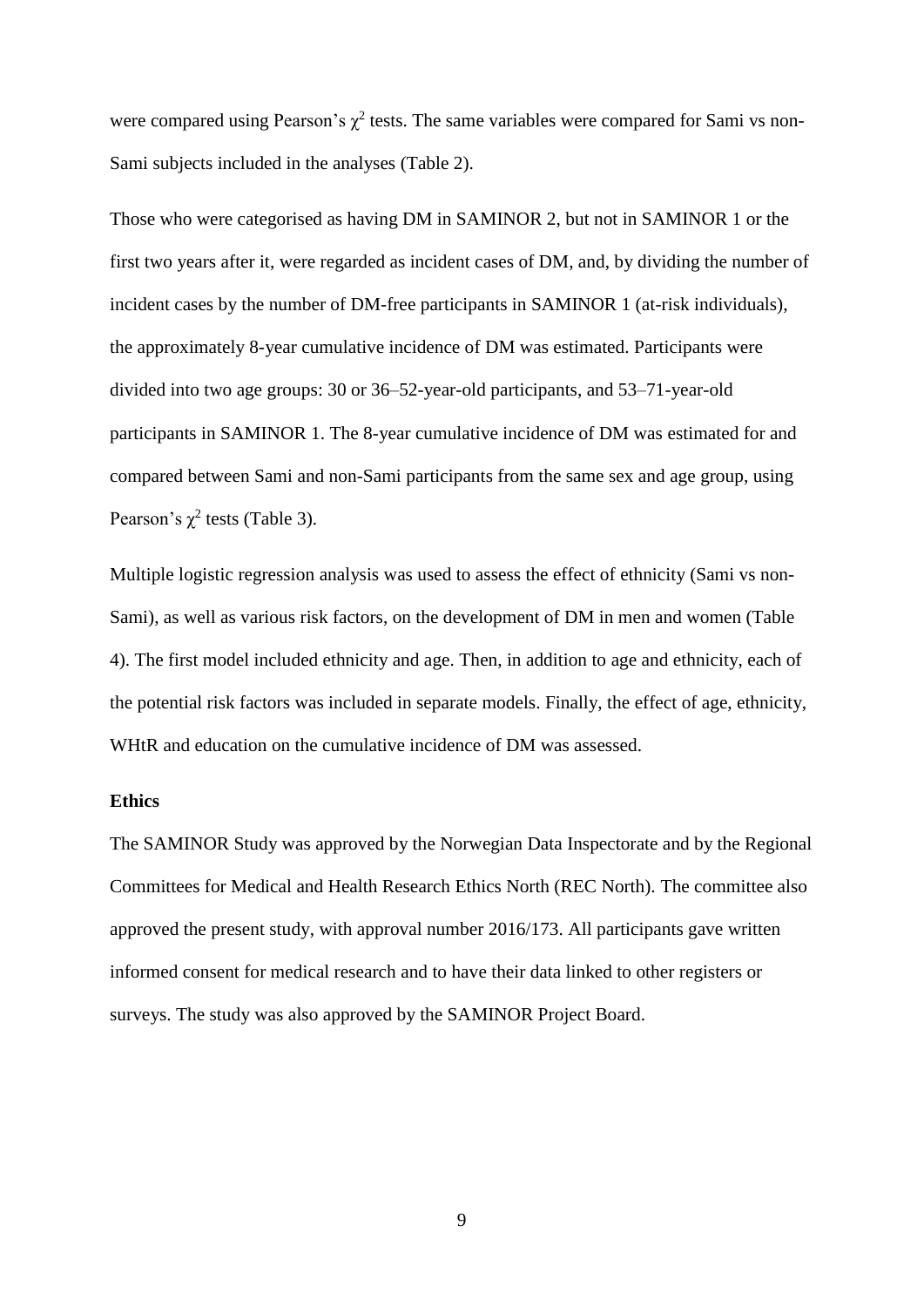were compared using Pearson's $\chi^2$ tests. The same variables were compared for Sami vs non-Sami subjects included in the analyses (Table 2).

Those who were categorised as having DM in SAMINOR 2, but not in SAMINOR 1 or the first two years after it, were regarded as incident cases of DM, and, by dividing the number of incident cases by the number of DM-free participants in SAMINOR 1 (at-risk individuals), the approximately 8-year cumulative incidence of DM was estimated. Participants were divided into two age groups: 30 or 36–52-year-old participants, and 53–71-year-old participants in SAMINOR 1. The 8-year cumulative incidence of DM was estimated for and compared between Sami and non-Sami participants from the same sex and age group, using Pearson's $\chi^2$ tests (Table 3).

Multiple logistic regression analysis was used to assess the effect of ethnicity (Sami vs non-Sami), as well as various risk factors, on the development of DM in men and women (Table 4). The first model included ethnicity and age. Then, in addition to age and ethnicity, each of the potential risk factors was included in separate models. Finally, the effect of age, ethnicity, WHtR and education on the cumulative incidence of DM was assessed.

**Ethics**

The SAMINOR Study was approved by the Norwegian Data Inspectorate and by the Regional Committees for Medical and Health Research Ethics North (REC North). The committee also approved the present study, with approval number 2016/173. All participants gave written informed consent for medical research and to have their data linked to other registers or surveys. The study was also approved by the SAMINOR Project Board.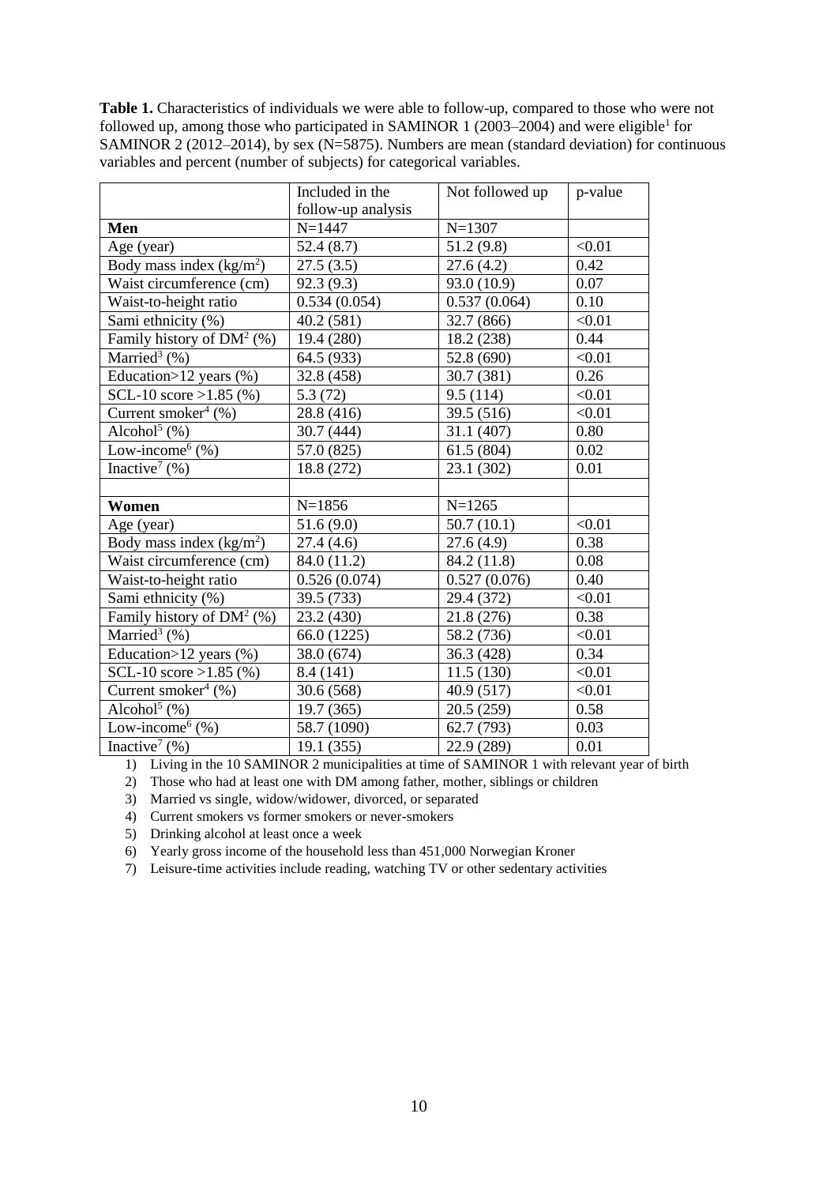**Table 1.** Characteristics of individuals we were able to follow-up, compared to those who were not followed up, among those who participated in SAMINOR 1 (2003–2004) and were eligible[1] for SAMINOR 2 (2012–2014), by sex (N=5875). Numbers are mean (standard deviation) for continuous variables and percent (number of subjects) for categorical variables.

| | Included in the follow-up analysis | Not followed up | p-value |
|---|---|---|---|
| **Men** | N=1447 | N=1307 | |
| Age (year) | 52.4 (8.7) | 51.2 (9.8) | <0.01 |
| Body mass index (kg/m$^2$) | 27.5 (3.5) | 27.6 (4.2) | 0.42 |
| Waist circumference (cm) | 92.3 (9.3) | 93.0 (10.9) | 0.07 |
| Waist-to-height ratio | 0.534 (0.054) | 0.537 (0.064) | 0.10 |
| Sami ethnicity (%) | 40.2 (581) | 32.7 (866) | <0.01 |
| Family history of DM[2] (%) | 19.4 (280) | 18.2 (238) | 0.44 |
| Married[3] (%) | 64.5 (933) | 52.8 (690) | <0.01 |
| Education>12 years (%) | 32.8 (458) | 30.7 (381) | 0.26 |
| SCL-10 score >1.85 (%) | 5.3 (72) | 9.5 (114) | <0.01 |
| Current smoker[4] (%) | 28.8 (416) | 39.5 (516) | <0.01 |
| Alcohol[5] (%) | 30.7 (444) | 31.1 (407) | 0.80 |
| Low-income[6] (%) | 57.0 (825) | 61.5 (804) | 0.02 |
| Inactive[7] (%) | 18.8 (272) | 23.1 (302) | 0.01 |
| | | | |
| **Women** | N=1856 | N=1265 | |
| Age (year) | 51.6 (9.0) | 50.7 (10.1) | <0.01 |
| Body mass index (kg/m$^2$) | 27.4 (4.6) | 27.6 (4.9) | 0.38 |
| Waist circumference (cm) | 84.0 (11.2) | 84.2 (11.8) | 0.08 |
| Waist-to-height ratio | 0.526 (0.074) | 0.527 (0.076) | 0.40 |
| Sami ethnicity (%) | 39.5 (733) | 29.4 (372) | <0.01 |
| Family history of DM[2] (%) | 23.2 (430) | 21.8 (276) | 0.38 |
| Married[3] (%) | 66.0 (1225) | 58.2 (736) | <0.01 |
| Education>12 years (%) | 38.0 (674) | 36.3 (428) | 0.34 |
| SCL-10 score >1.85 (%) | 8.4 (141) | 11.5 (130) | <0.01 |
| Current smoker[4] (%) | 30.6 (568) | 40.9 (517) | <0.01 |
| Alcohol[5] (%) | 19.7 (365) | 20.5 (259) | 0.58 |
| Low-income[6] (%) | 58.7 (1090) | 62.7 (793) | 0.03 |
| Inactive[7] (%) | 19.1 (355) | 22.9 (289) | 0.01 |

1) Living in the 10 SAMINOR 2 municipalities at time of SAMINOR 1 with relevant year of birth
2) Those who had at least one with DM among father, mother, siblings or children
3) Married vs single, widow/widower, divorced, or separated
4) Current smokers vs former smokers or never-smokers
5) Drinking alcohol at least once a week
6) Yearly gross income of the household less than 451,000 Norwegian Kroner
7) Leisure-time activities include reading, watching TV or other sedentary activities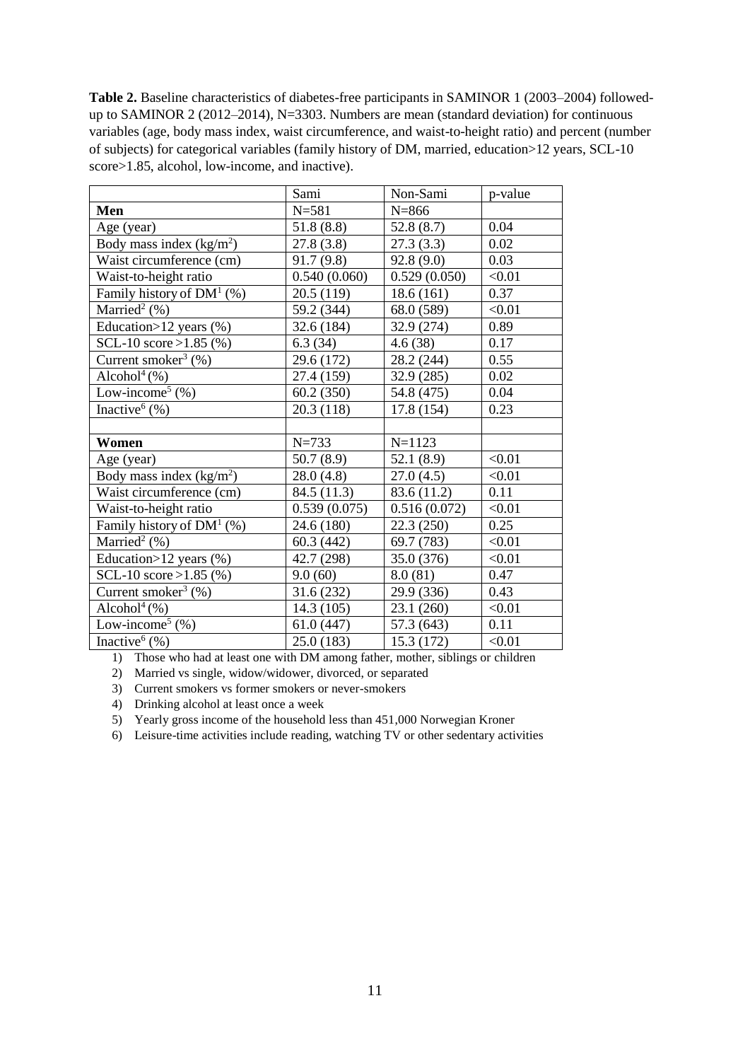**Table 2.** Baseline characteristics of diabetes-free participants in SAMINOR 1 (2003–2004) followed-up to SAMINOR 2 (2012–2014), N=3303. Numbers are mean (standard deviation) for continuous variables (age, body mass index, waist circumference, and waist-to-height ratio) and percent (number of subjects) for categorical variables (family history of DM, married, education>12 years, SCL-10 score>1.85, alcohol, low-income, and inactive).

| | Sami | Non-Sami | p-value |
|---|---|---|---|
| **Men** | N=581 | N=866 | |
| Age (year) | 51.8 (8.8) | 52.8 (8.7) | 0.04 |
| Body mass index ($kg/m^2$) | 27.8 (3.8) | 27.3 (3.3) | 0.02 |
| Waist circumference (cm) | 91.7 (9.8) | 92.8 (9.0) | 0.03 |
| Waist-to-height ratio | 0.540 (0.060) | 0.529 (0.050) | <0.01 |
| Family history of DM[1] (%) | 20.5 (119) | 18.6 (161) | 0.37 |
| Married[2] (%) | 59.2 (344) | 68.0 (589) | <0.01 |
| Education>12 years (%) | 32.6 (184) | 32.9 (274) | 0.89 |
| SCL-10 score >1.85 (%) | 6.3 (34) | 4.6 (38) | 0.17 |
| Current smoker[3] (%) | 29.6 (172) | 28.2 (244) | 0.55 |
| Alcohol[4] (%) | 27.4 (159) | 32.9 (285) | 0.02 |
| Low-income[5] (%) | 60.2 (350) | 54.8 (475) | 0.04 |
| Inactive[6] (%) | 20.3 (118) | 17.8 (154) | 0.23 |
| | | | |
| **Women** | N=733 | N=1123 | |
| Age (year) | 50.7 (8.9) | 52.1 (8.9) | <0.01 |
| Body mass index ($kg/m^2$) | 28.0 (4.8) | 27.0 (4.5) | <0.01 |
| Waist circumference (cm) | 84.5 (11.3) | 83.6 (11.2) | 0.11 |
| Waist-to-height ratio | 0.539 (0.075) | 0.516 (0.072) | <0.01 |
| Family history of DM[1] (%) | 24.6 (180) | 22.3 (250) | 0.25 |
| Married[2] (%) | 60.3 (442) | 69.7 (783) | <0.01 |
| Education>12 years (%) | 42.7 (298) | 35.0 (376) | <0.01 |
| SCL-10 score >1.85 (%) | 9.0 (60) | 8.0 (81) | 0.47 |
| Current smoker[3] (%) | 31.6 (232) | 29.9 (336) | 0.43 |
| Alcohol[4] (%) | 14.3 (105) | 23.1 (260) | <0.01 |
| Low-income[5] (%) | 61.0 (447) | 57.3 (643) | 0.11 |
| Inactive[6] (%) | 25.0 (183) | 15.3 (172) | <0.01 |

1) Those who had at least one with DM among father, mother, siblings or children
2) Married vs single, widow/widower, divorced, or separated
3) Current smokers vs former smokers or never-smokers
4) Drinking alcohol at least once a week
5) Yearly gross income of the household less than 451,000 Norwegian Kroner
6) Leisure-time activities include reading, watching TV or other sedentary activities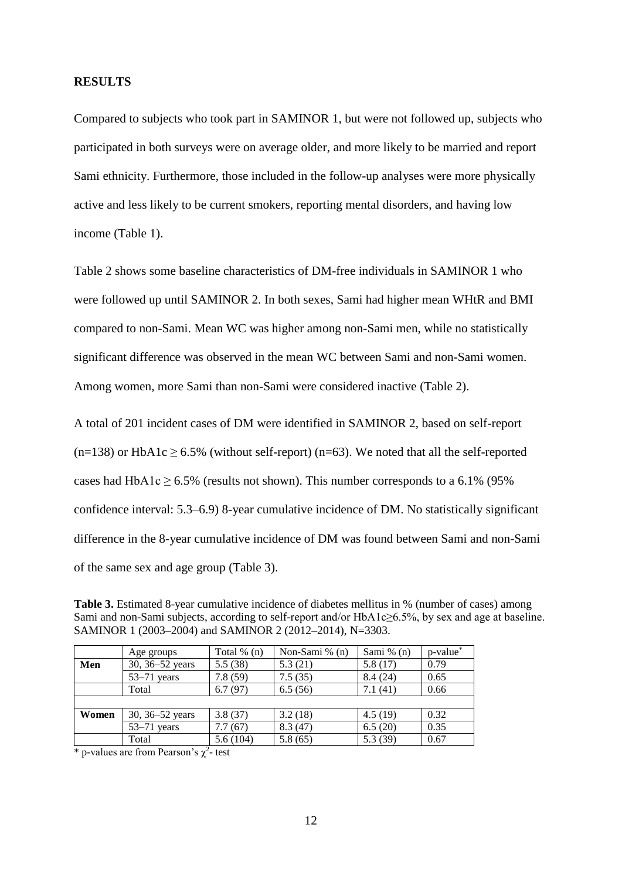## RESULTS

Compared to subjects who took part in SAMINOR 1, but were not followed up, subjects who participated in both surveys were on average older, and more likely to be married and report Sami ethnicity. Furthermore, those included in the follow-up analyses were more physically active and less likely to be current smokers, reporting mental disorders, and having low income (Table 1).

Table 2 shows some baseline characteristics of DM-free individuals in SAMINOR 1 who were followed up until SAMINOR 2. In both sexes, Sami had higher mean WHtR and BMI compared to non-Sami. Mean WC was higher among non-Sami men, while no statistically significant difference was observed in the mean WC between Sami and non-Sami women. Among women, more Sami than non-Sami were considered inactive (Table 2).

A total of 201 incident cases of DM were identified in SAMINOR 2, based on self-report (n=138) or HbA1c ≥ 6.5% (without self-report) (n=63). We noted that all the self-reported cases had HbA1c ≥ 6.5% (results not shown). This number corresponds to a 6.1% (95% confidence interval: 5.3–6.9) 8-year cumulative incidence of DM. No statistically significant difference in the 8-year cumulative incidence of DM was found between Sami and non-Sami of the same sex and age group (Table 3).

**Table 3.** Estimated 8-year cumulative incidence of diabetes mellitus in % (number of cases) among Sami and non-Sami subjects, according to self-report and/or HbA1c≥6.5%, by sex and age at baseline. SAMINOR 1 (2003–2004) and SAMINOR 2 (2012–2014), N=3303.

| | Age groups | Total % (n) | Non-Sami % (n) | Sami % (n) | p-value* |
|---|---|---|---|---|---|
| **Men** | 30, 36–52 years | 5.5 (38) | 5.3 (21) | 5.8 (17) | 0.79 |
| | 53–71 years | 7.8 (59) | 7.5 (35) | 8.4 (24) | 0.65 |
| | Total | 6.7 (97) | 6.5 (56) | 7.1 (41) | 0.66 |
| | | | | | |
| **Women** | 30, 36–52 years | 3.8 (37) | 3.2 (18) | 4.5 (19) | 0.32 |
| | 53–71 years | 7.7 (67) | 8.3 (47) | 6.5 (20) | 0.35 |
| | Total | 5.6 (104) | 5.8 (65) | 5.3 (39) | 0.67 |

\* p-values are from Pearson's $\chi^2$- test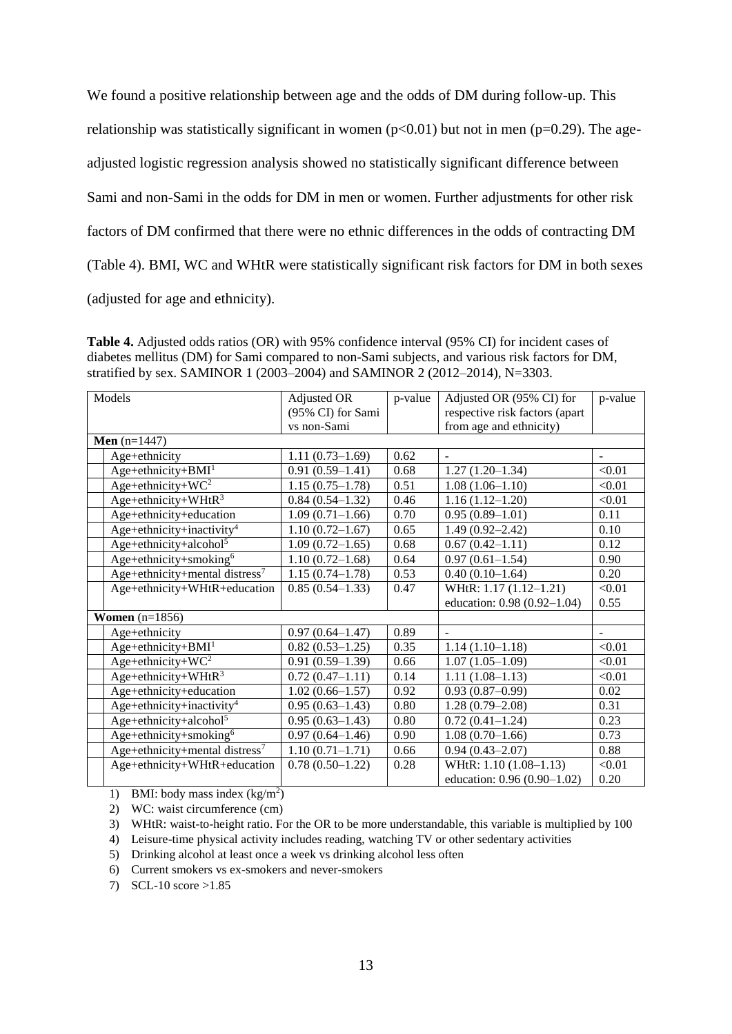We found a positive relationship between age and the odds of DM during follow-up. This relationship was statistically significant in women ($p<0.01$) but not in men ($p=0.29$). The age-adjusted logistic regression analysis showed no statistically significant difference between Sami and non-Sami in the odds for DM in men or women. Further adjustments for other risk factors of DM confirmed that there were no ethnic differences in the odds of contracting DM (Table 4). BMI, WC and WHtR were statistically significant risk factors for DM in both sexes (adjusted for age and ethnicity).

**Table 4.** Adjusted odds ratios (OR) with 95% confidence interval (95% CI) for incident cases of diabetes mellitus (DM) for Sami compared to non-Sami subjects, and various risk factors for DM, stratified by sex. SAMINOR 1 (2003–2004) and SAMINOR 2 (2012–2014), N=3303.

| Models | Adjusted OR (95% CI) for Sami vs non-Sami | p-value | Adjusted OR (95% CI) for respective risk factors (apart from age and ethnicity) | p-value |
|---|---|---|---|---|
| **Men** (n=1447) | | | | |
| Age+ethnicity | 1.11 (0.73–1.69) | 0.62 | - | - |
| Age+ethnicity+BMI[1] | 0.91 (0.59–1.41) | 0.68 | 1.27 (1.20–1.34) | <0.01 |
| Age+ethnicity+WC[2] | 1.15 (0.75–1.78) | 0.51 | 1.08 (1.06–1.10) | <0.01 |
| Age+ethnicity+WHtR[3] | 0.84 (0.54–1.32) | 0.46 | 1.16 (1.12–1.20) | <0.01 |
| Age+ethnicity+education | 1.09 (0.71–1.66) | 0.70 | 0.95 (0.89–1.01) | 0.11 |
| Age+ethnicity+inactivity[4] | 1.10 (0.72–1.67) | 0.65 | 1.49 (0.92–2.42) | 0.10 |
| Age+ethnicity+alcohol[5] | 1.09 (0.72–1.65) | 0.68 | 0.67 (0.42–1.11) | 0.12 |
| Age+ethnicity+smoking[6] | 1.10 (0.72–1.68) | 0.64 | 0.97 (0.61–1.54) | 0.90 |
| Age+ethnicity+mental distress[7] | 1.15 (0.74–1.78) | 0.53 | 0.40 (0.10–1.64) | 0.20 |
| Age+ethnicity+WHtR+education | 0.85 (0.54–1.33) | 0.47 | WHtR: 1.17 (1.12–1.21)<br>education: 0.98 (0.92–1.04) | <0.01<br>0.55 |
| **Women** (n=1856) | | | | |
| Age+ethnicity | 0.97 (0.64–1.47) | 0.89 | - | - |
| Age+ethnicity+BMI[1] | 0.82 (0.53–1.25) | 0.35 | 1.14 (1.10–1.18) | <0.01 |
| Age+ethnicity+WC[2] | 0.91 (0.59–1.39) | 0.66 | 1.07 (1.05–1.09) | <0.01 |
| Age+ethnicity+WHtR[3] | 0.72 (0.47–1.11) | 0.14 | 1.11 (1.08–1.13) | <0.01 |
| Age+ethnicity+education | 1.02 (0.66–1.57) | 0.92 | 0.93 (0.87–0.99) | 0.02 |
| Age+ethnicity+inactivity[4] | 0.95 (0.63–1.43) | 0.80 | 1.28 (0.79–2.08) | 0.31 |
| Age+ethnicity+alcohol[5] | 0.95 (0.63–1.43) | 0.80 | 0.72 (0.41–1.24) | 0.23 |
| Age+ethnicity+smoking[6] | 0.97 (0.64–1.46) | 0.90 | 1.08 (0.70–1.66) | 0.73 |
| Age+ethnicity+mental distress[7] | 1.10 (0.71–1.71) | 0.66 | 0.94 (0.43–2.07) | 0.88 |
| Age+ethnicity+WHtR+education | 0.78 (0.50–1.22) | 0.28 | WHtR: 1.10 (1.08–1.13)<br>education: 0.96 (0.90–1.02) | <0.01<br>0.20 |

1) BMI: body mass index ($kg/m^2$)
2) WC: waist circumference (cm)
3) WHtR: waist-to-height ratio. For the OR to be more understandable, this variable is multiplied by 100
4) Leisure-time physical activity includes reading, watching TV or other sedentary activities
5) Drinking alcohol at least once a week vs drinking alcohol less often
6) Current smokers vs ex-smokers and never-smokers
7) SCL-10 score >1.85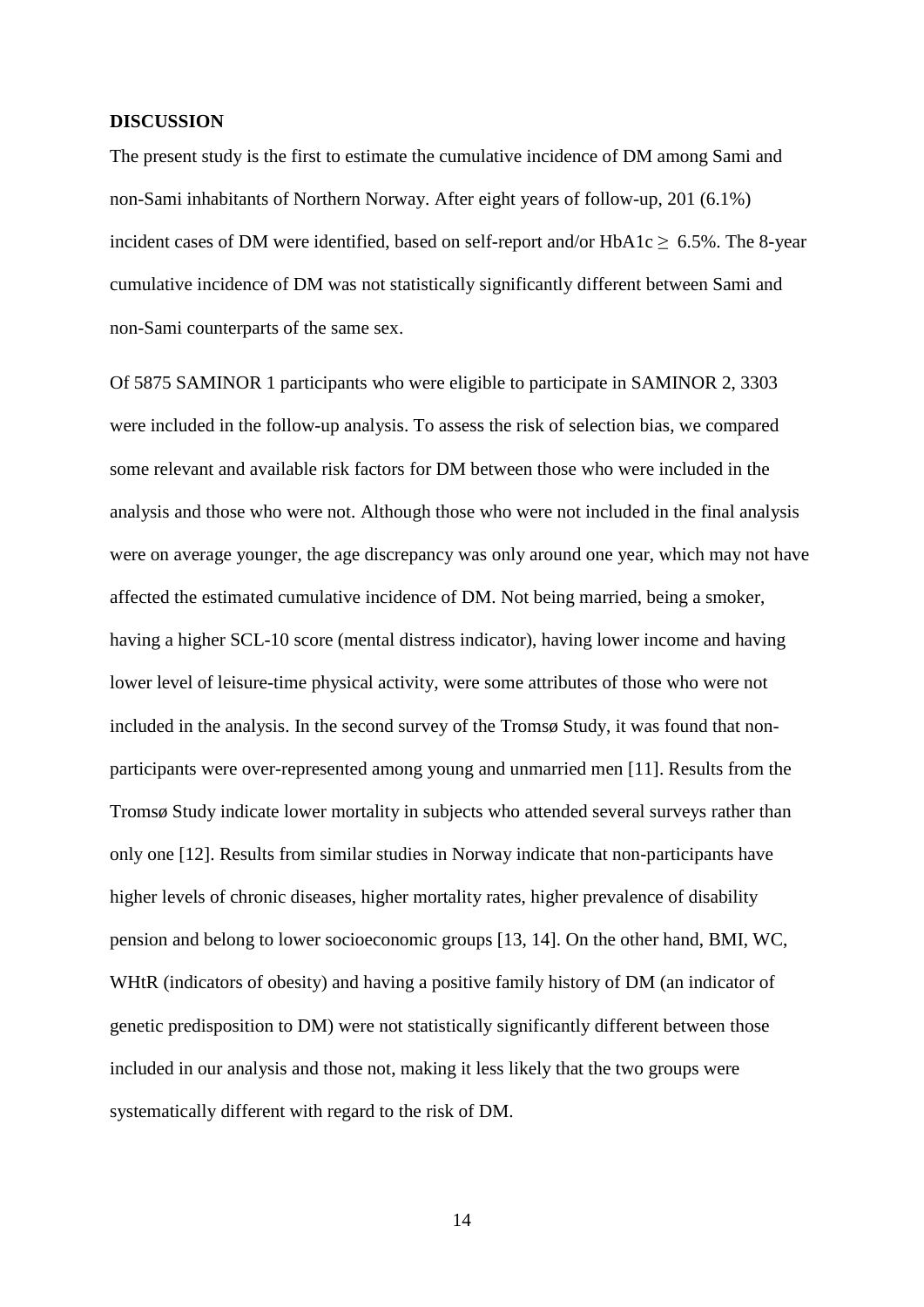**DISCUSSION**

The present study is the first to estimate the cumulative incidence of DM among Sami and non-Sami inhabitants of Northern Norway. After eight years of follow-up, 201 (6.1%) incident cases of DM were identified, based on self-report and/or HbA1c $\geq$ 6.5%. The 8-year cumulative incidence of DM was not statistically significantly different between Sami and non-Sami counterparts of the same sex.

Of 5875 SAMINOR 1 participants who were eligible to participate in SAMINOR 2, 3303 were included in the follow-up analysis. To assess the risk of selection bias, we compared some relevant and available risk factors for DM between those who were included in the analysis and those who were not. Although those who were not included in the final analysis were on average younger, the age discrepancy was only around one year, which may not have affected the estimated cumulative incidence of DM. Not being married, being a smoker, having a higher SCL-10 score (mental distress indicator), having lower income and having lower level of leisure-time physical activity, were some attributes of those who were not included in the analysis. In the second survey of the Tromsø Study, it was found that non-participants were over-represented among young and unmarried men [11]. Results from the Tromsø Study indicate lower mortality in subjects who attended several surveys rather than only one [12]. Results from similar studies in Norway indicate that non-participants have higher levels of chronic diseases, higher mortality rates, higher prevalence of disability pension and belong to lower socioeconomic groups [13, 14]. On the other hand, BMI, WC, WHtR (indicators of obesity) and having a positive family history of DM (an indicator of genetic predisposition to DM) were not statistically significantly different between those included in our analysis and those not, making it less likely that the two groups were systematically different with regard to the risk of DM.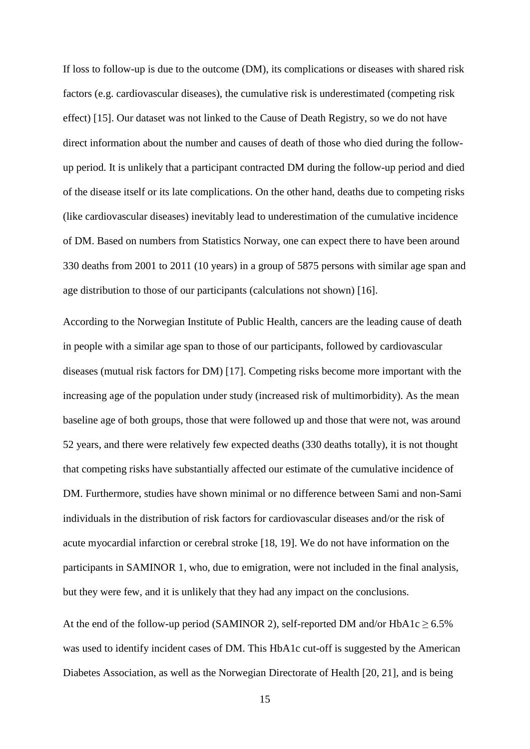If loss to follow-up is due to the outcome (DM), its complications or diseases with shared risk factors (e.g. cardiovascular diseases), the cumulative risk is underestimated (competing risk effect) [15]. Our dataset was not linked to the Cause of Death Registry, so we do not have direct information about the number and causes of death of those who died during the follow-up period. It is unlikely that a participant contracted DM during the follow-up period and died of the disease itself or its late complications. On the other hand, deaths due to competing risks (like cardiovascular diseases) inevitably lead to underestimation of the cumulative incidence of DM. Based on numbers from Statistics Norway, one can expect there to have been around 330 deaths from 2001 to 2011 (10 years) in a group of 5875 persons with similar age span and age distribution to those of our participants (calculations not shown) [16].

According to the Norwegian Institute of Public Health, cancers are the leading cause of death in people with a similar age span to those of our participants, followed by cardiovascular diseases (mutual risk factors for DM) [17]. Competing risks become more important with the increasing age of the population under study (increased risk of multimorbidity). As the mean baseline age of both groups, those that were followed up and those that were not, was around 52 years, and there were relatively few expected deaths (330 deaths totally), it is not thought that competing risks have substantially affected our estimate of the cumulative incidence of DM. Furthermore, studies have shown minimal or no difference between Sami and non-Sami individuals in the distribution of risk factors for cardiovascular diseases and/or the risk of acute myocardial infarction or cerebral stroke [18, 19]. We do not have information on the participants in SAMINOR 1, who, due to emigration, were not included in the final analysis, but they were few, and it is unlikely that they had any impact on the conclusions.

At the end of the follow-up period (SAMINOR 2), self-reported DM and/or HbA1c $\geq$ 6.5% was used to identify incident cases of DM. This HbA1c cut-off is suggested by the American Diabetes Association, as well as the Norwegian Directorate of Health [20, 21], and is being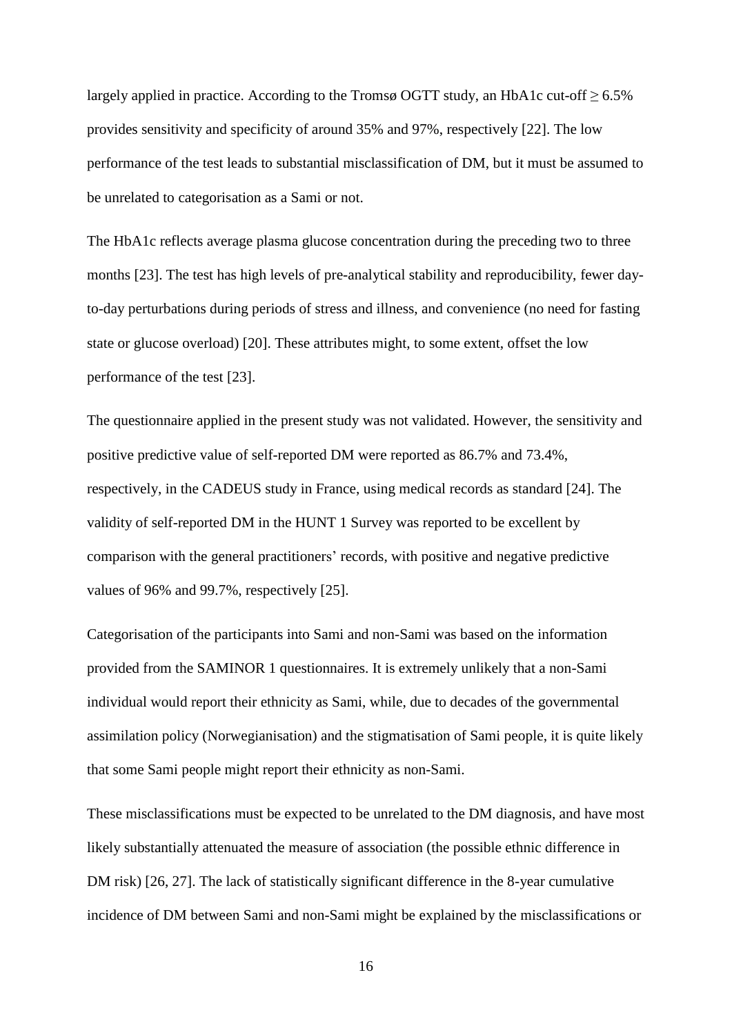largely applied in practice. According to the Tromsø OGTT study, an HbA1c cut-off ≥ 6.5% provides sensitivity and specificity of around 35% and 97%, respectively [22]. The low performance of the test leads to substantial misclassification of DM, but it must be assumed to be unrelated to categorisation as a Sami or not.

The HbA1c reflects average plasma glucose concentration during the preceding two to three months [23]. The test has high levels of pre-analytical stability and reproducibility, fewer day-to-day perturbations during periods of stress and illness, and convenience (no need for fasting state or glucose overload) [20]. These attributes might, to some extent, offset the low performance of the test [23].

The questionnaire applied in the present study was not validated. However, the sensitivity and positive predictive value of self-reported DM were reported as 86.7% and 73.4%, respectively, in the CADEUS study in France, using medical records as standard [24]. The validity of self-reported DM in the HUNT 1 Survey was reported to be excellent by comparison with the general practitioners' records, with positive and negative predictive values of 96% and 99.7%, respectively [25].

Categorisation of the participants into Sami and non-Sami was based on the information provided from the SAMINOR 1 questionnaires. It is extremely unlikely that a non-Sami individual would report their ethnicity as Sami, while, due to decades of the governmental assimilation policy (Norwegianisation) and the stigmatisation of Sami people, it is quite likely that some Sami people might report their ethnicity as non-Sami.

These misclassifications must be expected to be unrelated to the DM diagnosis, and have most likely substantially attenuated the measure of association (the possible ethnic difference in DM risk) [26, 27]. The lack of statistically significant difference in the 8-year cumulative incidence of DM between Sami and non-Sami might be explained by the misclassifications or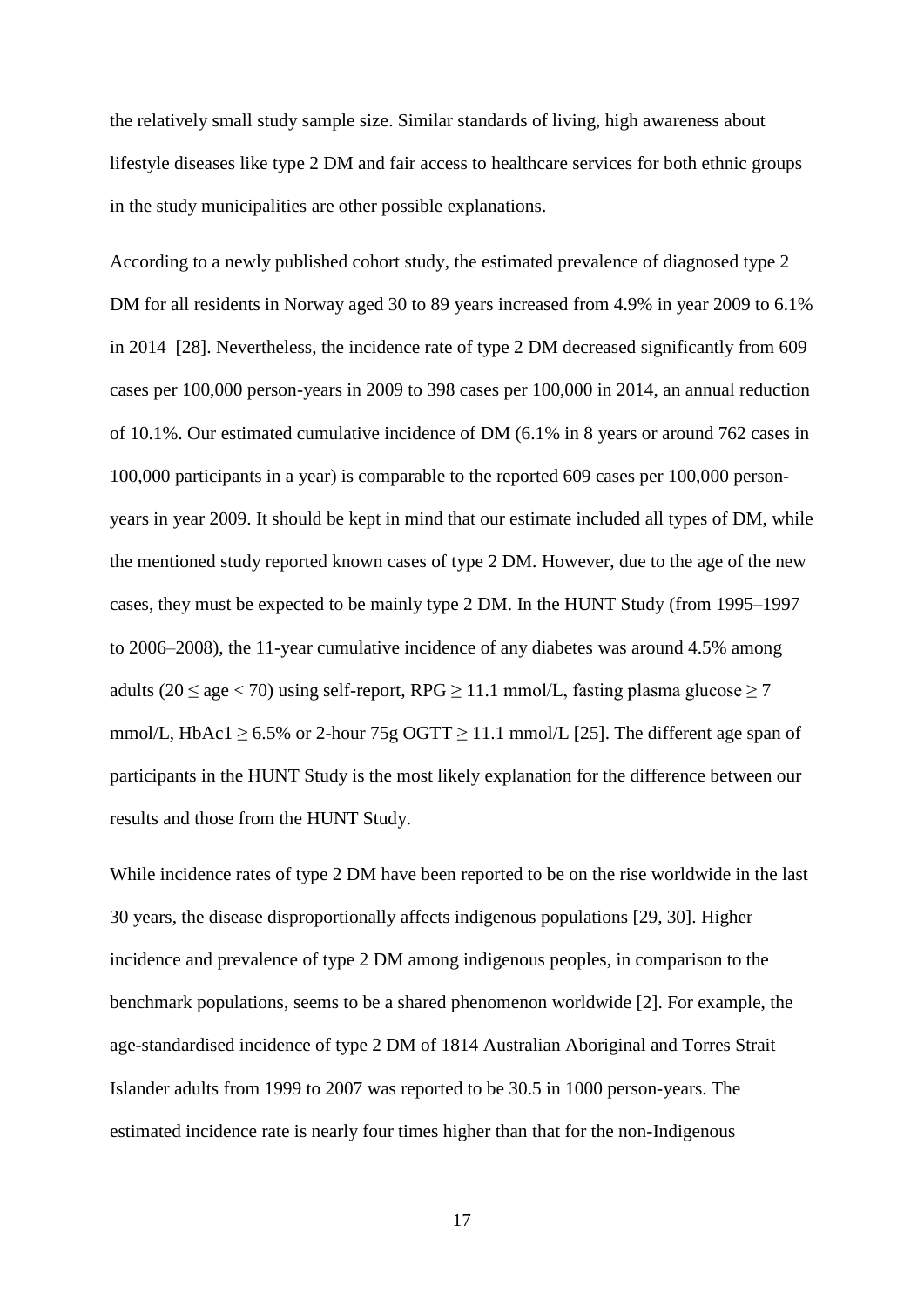the relatively small study sample size. Similar standards of living, high awareness about lifestyle diseases like type 2 DM and fair access to healthcare services for both ethnic groups in the study municipalities are other possible explanations.

According to a newly published cohort study, the estimated prevalence of diagnosed type 2 DM for all residents in Norway aged 30 to 89 years increased from 4.9% in year 2009 to 6.1% in 2014 [28]. Nevertheless, the incidence rate of type 2 DM decreased significantly from 609 cases per 100,000 person-years in 2009 to 398 cases per 100,000 in 2014, an annual reduction of 10.1%. Our estimated cumulative incidence of DM (6.1% in 8 years or around 762 cases in 100,000 participants in a year) is comparable to the reported 609 cases per 100,000 person-years in year 2009. It should be kept in mind that our estimate included all types of DM, while the mentioned study reported known cases of type 2 DM. However, due to the age of the new cases, they must be expected to be mainly type 2 DM. In the HUNT Study (from 1995–1997 to 2006–2008), the 11-year cumulative incidence of any diabetes was around 4.5% among adults ($20 \leq \text{age} < 70$) using self-report, RPG $\geq$ 11.1 mmol/L, fasting plasma glucose $\geq$ 7 mmol/L, HbA1c $\geq$ 6.5% or 2-hour 75g OGTT $\geq$ 11.1 mmol/L [25]. The different age span of participants in the HUNT Study is the most likely explanation for the difference between our results and those from the HUNT Study.

While incidence rates of type 2 DM have been reported to be on the rise worldwide in the last 30 years, the disease disproportionally affects indigenous populations [29, 30]. Higher incidence and prevalence of type 2 DM among indigenous peoples, in comparison to the benchmark populations, seems to be a shared phenomenon worldwide [2]. For example, the age-standardised incidence of type 2 DM of 1814 Australian Aboriginal and Torres Strait Islander adults from 1999 to 2007 was reported to be 30.5 in 1000 person-years. The estimated incidence rate is nearly four times higher than that for the non-Indigenous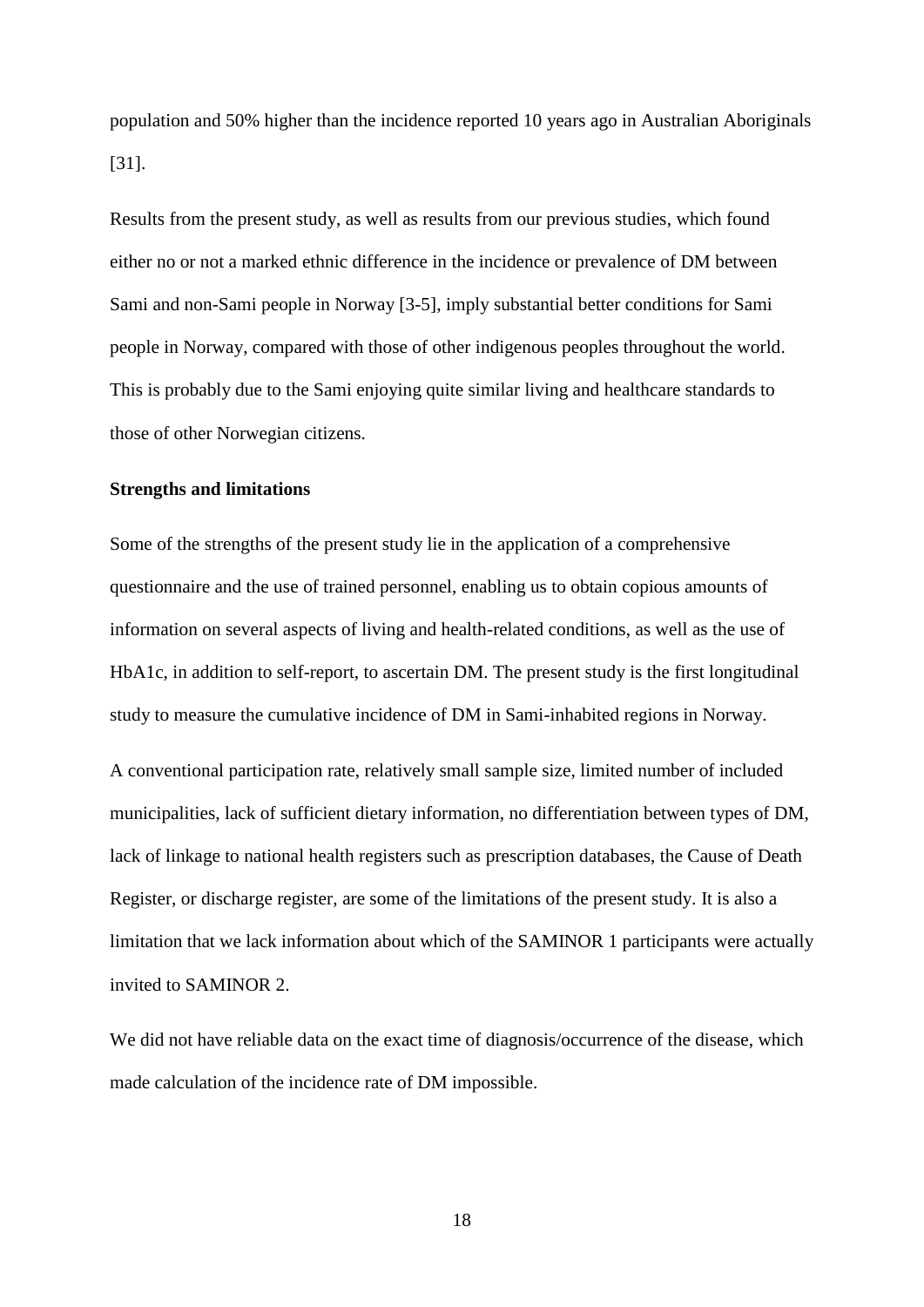population and 50% higher than the incidence reported 10 years ago in Australian Aboriginals [31].

Results from the present study, as well as results from our previous studies, which found either no or not a marked ethnic difference in the incidence or prevalence of DM between Sami and non-Sami people in Norway [3-5], imply substantial better conditions for Sami people in Norway, compared with those of other indigenous peoples throughout the world. This is probably due to the Sami enjoying quite similar living and healthcare standards to those of other Norwegian citizens.

**Strengths and limitations**

Some of the strengths of the present study lie in the application of a comprehensive questionnaire and the use of trained personnel, enabling us to obtain copious amounts of information on several aspects of living and health-related conditions, as well as the use of HbA1c, in addition to self-report, to ascertain DM. The present study is the first longitudinal study to measure the cumulative incidence of DM in Sami-inhabited regions in Norway.

A conventional participation rate, relatively small sample size, limited number of included municipalities, lack of sufficient dietary information, no differentiation between types of DM, lack of linkage to national health registers such as prescription databases, the Cause of Death Register, or discharge register, are some of the limitations of the present study. It is also a limitation that we lack information about which of the SAMINOR 1 participants were actually invited to SAMINOR 2.

We did not have reliable data on the exact time of diagnosis/occurrence of the disease, which made calculation of the incidence rate of DM impossible.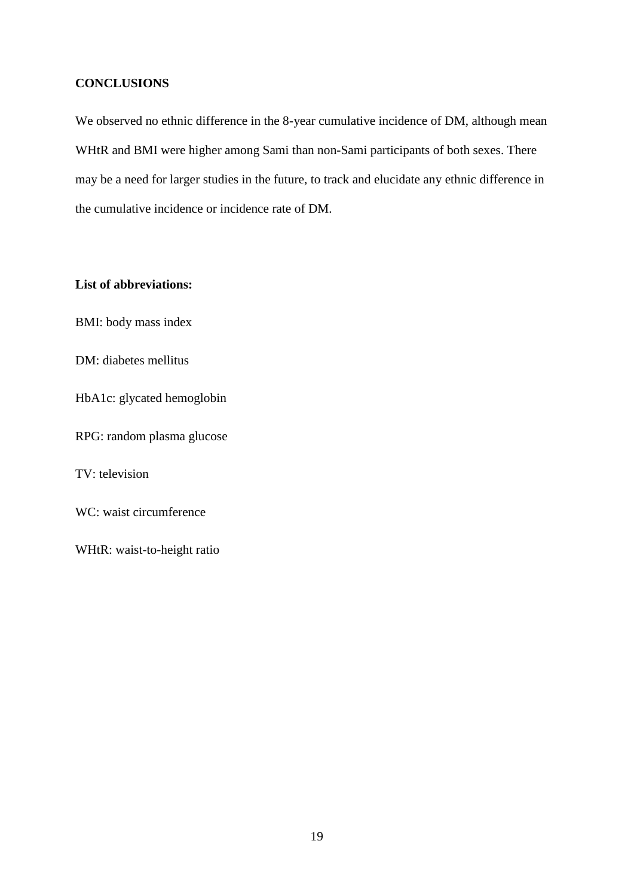## CONCLUSIONS

We observed no ethnic difference in the 8-year cumulative incidence of DM, although mean WHtR and BMI were higher among Sami than non-Sami participants of both sexes. There may be a need for larger studies in the future, to track and elucidate any ethnic difference in the cumulative incidence or incidence rate of DM.

**List of abbreviations:**

BMI: body mass index

DM: diabetes mellitus

HbA1c: glycated hemoglobin

RPG: random plasma glucose

TV: television

WC: waist circumference

WHtR: waist-to-height ratio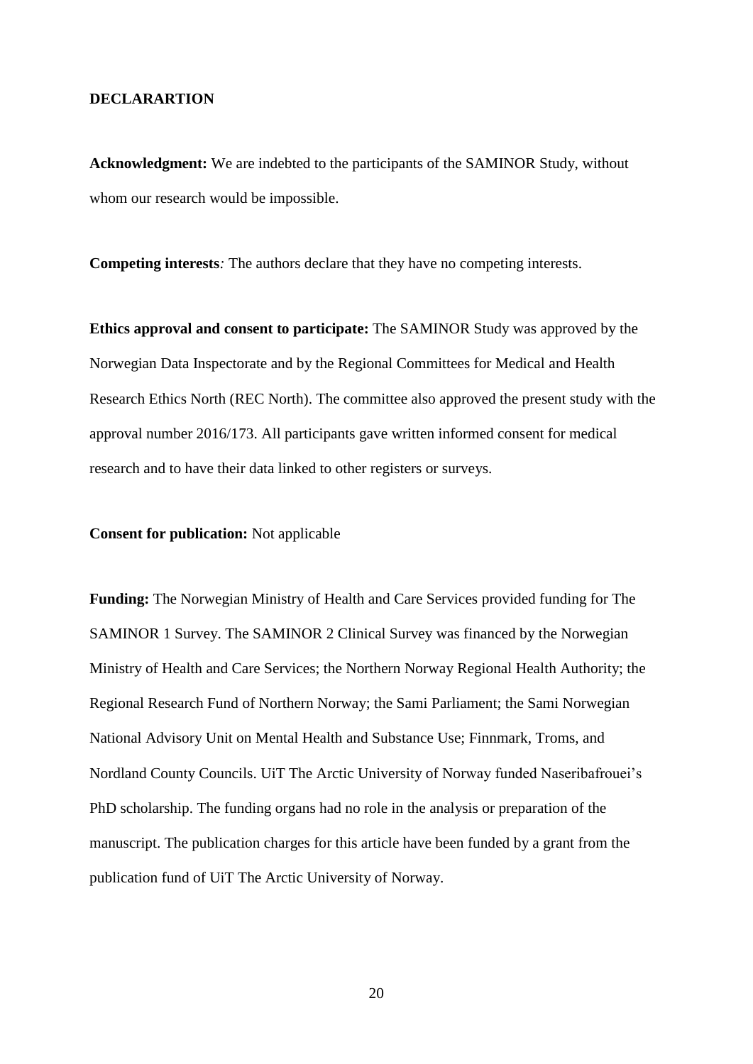## DECLARARTION

**Acknowledgment:** We are indebted to the participants of the SAMINOR Study, without whom our research would be impossible.

**Competing interests***:* The authors declare that they have no competing interests.

**Ethics approval and consent to participate:** The SAMINOR Study was approved by the Norwegian Data Inspectorate and by the Regional Committees for Medical and Health Research Ethics North (REC North). The committee also approved the present study with the approval number 2016/173. All participants gave written informed consent for medical research and to have their data linked to other registers or surveys.

**Consent for publication:** Not applicable

**Funding:** The Norwegian Ministry of Health and Care Services provided funding for The SAMINOR 1 Survey. The SAMINOR 2 Clinical Survey was financed by the Norwegian Ministry of Health and Care Services; the Northern Norway Regional Health Authority; the Regional Research Fund of Northern Norway; the Sami Parliament; the Sami Norwegian National Advisory Unit on Mental Health and Substance Use; Finnmark, Troms, and Nordland County Councils. UiT The Arctic University of Norway funded Naseribafrouei's PhD scholarship. The funding organs had no role in the analysis or preparation of the manuscript. The publication charges for this article have been funded by a grant from the publication fund of UiT The Arctic University of Norway.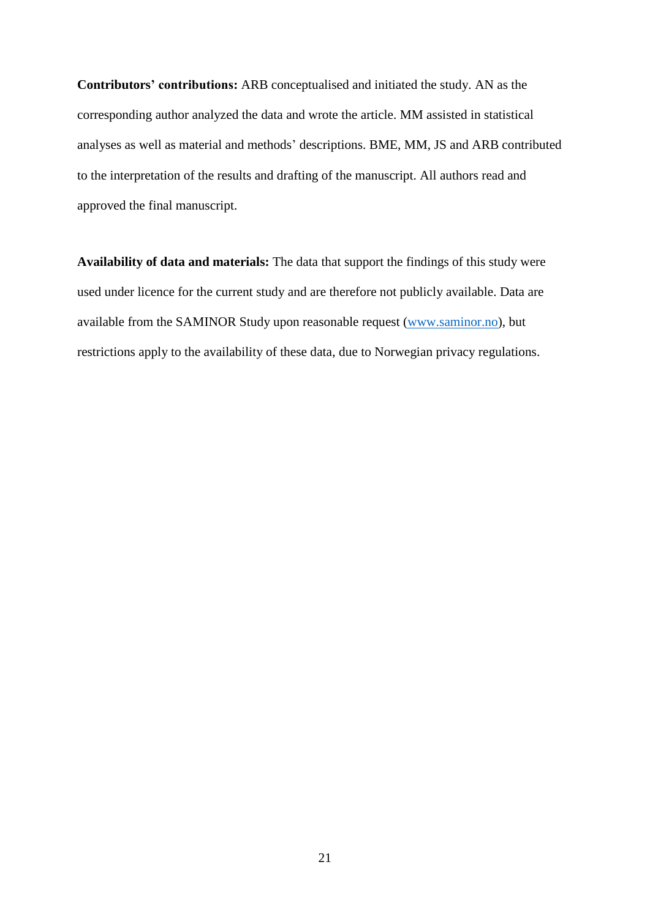**Contributors' contributions:** ARB conceptualised and initiated the study. AN as the corresponding author analyzed the data and wrote the article. MM assisted in statistical analyses as well as material and methods' descriptions. BME, MM, JS and ARB contributed to the interpretation of the results and drafting of the manuscript. All authors read and approved the final manuscript.

**Availability of data and materials:** The data that support the findings of this study were used under licence for the current study and are therefore not publicly available. Data are available from the SAMINOR Study upon reasonable request (www.saminor.no), but restrictions apply to the availability of these data, due to Norwegian privacy regulations.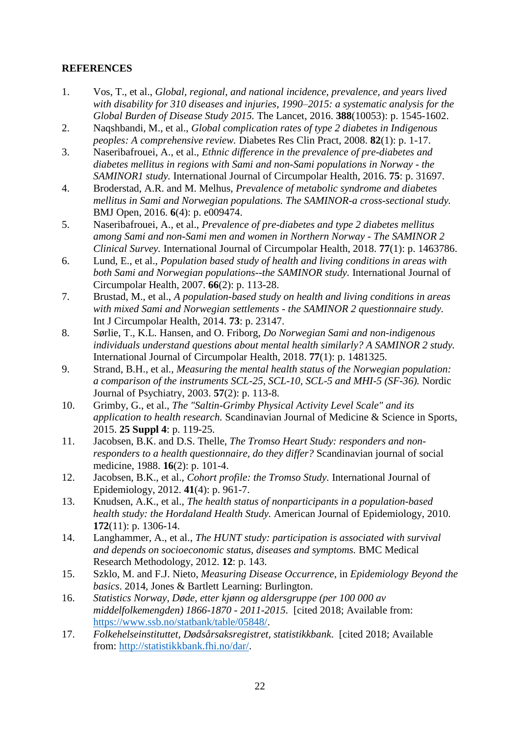# REFERENCES

1. Vos, T., et al., *Global, regional, and national incidence, prevalence, and years lived with disability for 310 diseases and injuries, 1990–2015: a systematic analysis for the Global Burden of Disease Study 2015.* The Lancet, 2016. **388**(10053): p. 1545-1602.
2. Naqshbandi, M., et al., *Global complication rates of type 2 diabetes in Indigenous peoples: A comprehensive review.* Diabetes Res Clin Pract, 2008. **82**(1): p. 1-17.
3. Naseribafrouei, A., et al., *Ethnic difference in the prevalence of pre-diabetes and diabetes mellitus in regions with Sami and non-Sami populations in Norway - the SAMINOR1 study.* International Journal of Circumpolar Health, 2016. **75**: p. 31697.
4. Broderstad, A.R. and M. Melhus, *Prevalence of metabolic syndrome and diabetes mellitus in Sami and Norwegian populations. The SAMINOR-a cross-sectional study.* BMJ Open, 2016. **6**(4): p. e009474.
5. Naseribafrouei, A., et al., *Prevalence of pre-diabetes and type 2 diabetes mellitus among Sami and non-Sami men and women in Northern Norway - The SAMINOR 2 Clinical Survey.* International Journal of Circumpolar Health, 2018. **77**(1): p. 1463786.
6. Lund, E., et al., *Population based study of health and living conditions in areas with both Sami and Norwegian populations--the SAMINOR study.* International Journal of Circumpolar Health, 2007. **66**(2): p. 113-28.
7. Brustad, M., et al., *A population-based study on health and living conditions in areas with mixed Sami and Norwegian settlements - the SAMINOR 2 questionnaire study.* Int J Circumpolar Health, 2014. **73**: p. 23147.
8. Sørlie, T., K.L. Hansen, and O. Friborg, *Do Norwegian Sami and non-indigenous individuals understand questions about mental health similarly? A SAMINOR 2 study.* International Journal of Circumpolar Health, 2018. **77**(1): p. 1481325.
9. Strand, B.H., et al., *Measuring the mental health status of the Norwegian population: a comparison of the instruments SCL-25, SCL-10, SCL-5 and MHI-5 (SF-36).* Nordic Journal of Psychiatry, 2003. **57**(2): p. 113-8.
10. Grimby, G., et al., *The "Saltin-Grimby Physical Activity Level Scale" and its application to health research.* Scandinavian Journal of Medicine & Science in Sports, 2015. **25 Suppl 4**: p. 119-25.
11. Jacobsen, B.K. and D.S. Thelle, *The Tromso Heart Study: responders and non-responders to a health questionnaire, do they differ?* Scandinavian journal of social medicine, 1988. **16**(2): p. 101-4.
12. Jacobsen, B.K., et al., *Cohort profile: the Tromso Study.* International Journal of Epidemiology, 2012. **41**(4): p. 961-7.
13. Knudsen, A.K., et al., *The health status of nonparticipants in a population-based health study: the Hordaland Health Study.* American Journal of Epidemiology, 2010. **172**(11): p. 1306-14.
14. Langhammer, A., et al., *The HUNT study: participation is associated with survival and depends on socioeconomic status, diseases and symptoms.* BMC Medical Research Methodology, 2012. **12**: p. 143.
15. Szklo, M. and F.J. Nieto, *Measuring Disease Occurrence*, in *Epidemiology Beyond the basics*. 2014, Jones & Bartlett Learning: Burlington.
16. *Statistics Norway, Døde, etter kjønn og aldersgruppe (per 100 000 av middelfolkemengden) 1866-1870 - 2011-2015.* [cited 2018; Available from: https://www.ssb.no/statbank/table/05848/.
17. *Folkehelseinstituttet, Dødsårsaksregistret, statistikkbank.* [cited 2018; Available from: http://statistikkbank.fhi.no/dar/.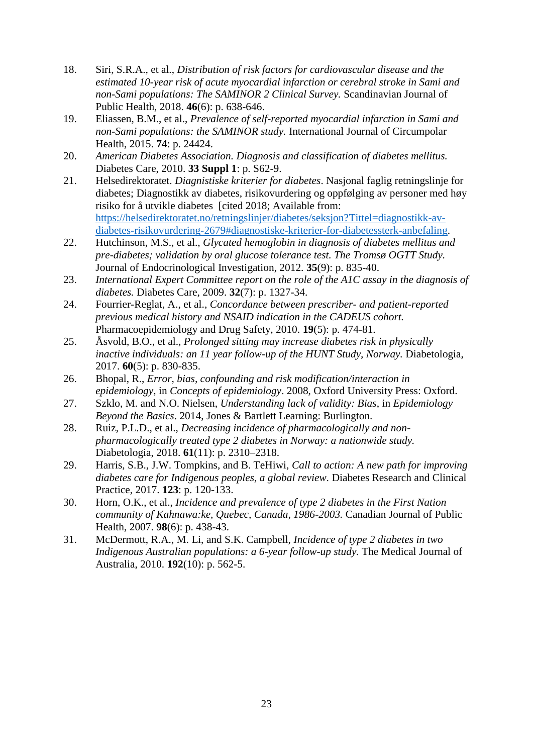18. Siri, S.R.A., et al., *Distribution of risk factors for cardiovascular disease and the estimated 10-year risk of acute myocardial infarction or cerebral stroke in Sami and non-Sami populations: The SAMINOR 2 Clinical Survey.* Scandinavian Journal of Public Health, 2018. **46**(6): p. 638-646.
19. Eliassen, B.M., et al., *Prevalence of self-reported myocardial infarction in Sami and non-Sami populations: the SAMINOR study.* International Journal of Circumpolar Health, 2015. **74**: p. 24424.
20. *American Diabetes Association. Diagnosis and classification of diabetes mellitus.* Diabetes Care, 2010. **33 Suppl 1**: p. S62-9.
21. Helsedirektoratet. *Diagnistiske kriterier for diabetes*. Nasjonal faglig retningslinje for diabetes; Diagnostikk av diabetes, risikovurdering og oppfølging av personer med høy risiko for å utvikle diabetes [cited 2018; Available from: https://helsedirektoratet.no/retningslinjer/diabetes/seksjon?Tittel=diagnostikk-av-diabetes-risikovurdering-2679#diagnostiske-kriterier-for-diabetessterk-anbefaling.
22. Hutchinson, M.S., et al., *Glycated hemoglobin in diagnosis of diabetes mellitus and pre-diabetes; validation by oral glucose tolerance test. The Tromsø OGTT Study.* Journal of Endocrinological Investigation, 2012. **35**(9): p. 835-40.
23. *International Expert Committee report on the role of the A1C assay in the diagnosis of diabetes.* Diabetes Care, 2009. **32**(7): p. 1327-34.
24. Fourrier-Reglat, A., et al., *Concordance between prescriber- and patient-reported previous medical history and NSAID indication in the CADEUS cohort.* Pharmacoepidemiology and Drug Safety, 2010. **19**(5): p. 474-81.
25. Åsvold, B.O., et al., *Prolonged sitting may increase diabetes risk in physically inactive individuals: an 11 year follow-up of the HUNT Study, Norway.* Diabetologia, 2017. **60**(5): p. 830-835.
26. Bhopal, R., *Error, bias, confounding and risk modification/interaction in epidemiology*, in *Concepts of epidemiology*. 2008, Oxford University Press: Oxford.
27. Szklo, M. and N.O. Nielsen, *Understanding lack of validity: Bias*, in *Epidemiology Beyond the Basics*. 2014, Jones & Bartlett Learning: Burlington.
28. Ruiz, P.L.D., et al., *Decreasing incidence of pharmacologically and non-pharmacologically treated type 2 diabetes in Norway: a nationwide study.* Diabetologia, 2018. **61**(11): p. 2310–2318.
29. Harris, S.B., J.W. Tompkins, and B. TeHiwi, *Call to action: A new path for improving diabetes care for Indigenous peoples, a global review*. Diabetes Research and Clinical Practice, 2017. **123**: p. 120-133.
30. Horn, O.K., et al., *Incidence and prevalence of type 2 diabetes in the First Nation community of Kahnawa:ke, Quebec, Canada, 1986-2003.* Canadian Journal of Public Health, 2007. **98**(6): p. 438-43.
31. McDermott, R.A., M. Li, and S.K. Campbell, *Incidence of type 2 diabetes in two Indigenous Australian populations: a 6-year follow-up study.* The Medical Journal of Australia, 2010. **192**(10): p. 562-5.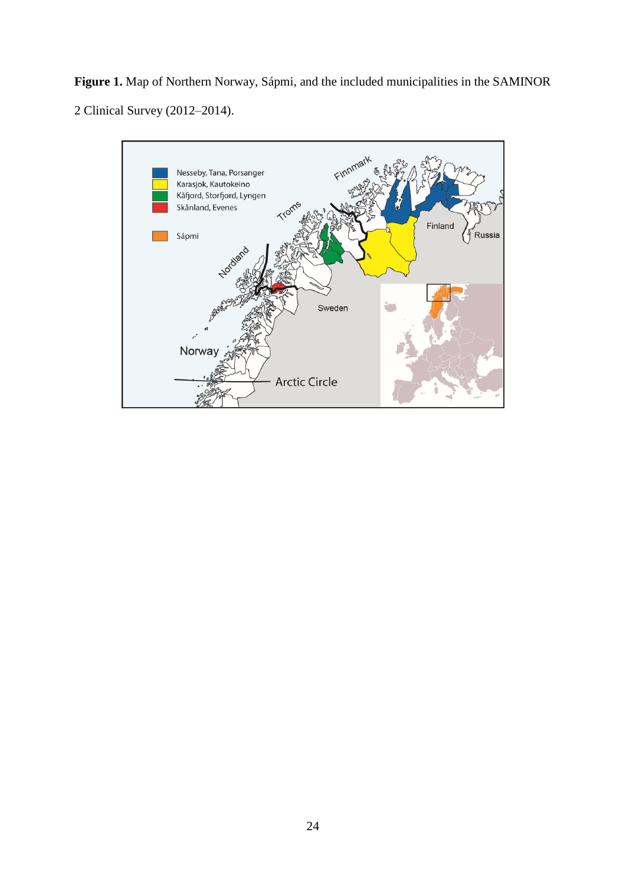**Figure 1.** Map of Northern Norway, Sápmi, and the included municipalities in the SAMINOR 2 Clinical Survey (2012–2014).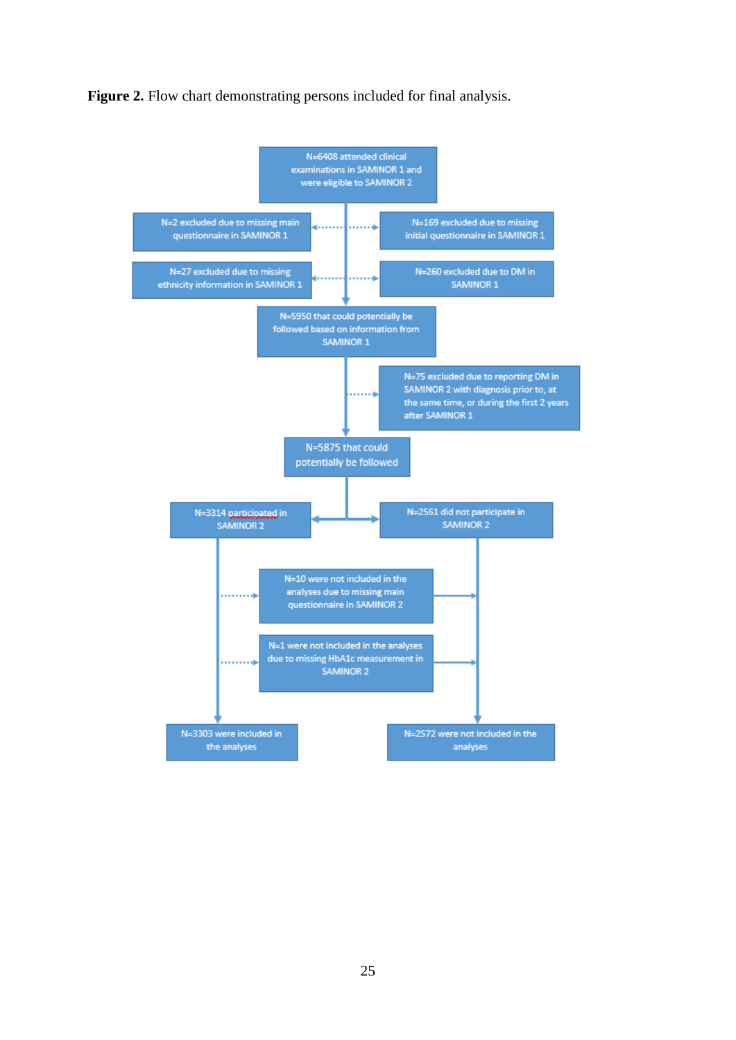**Figure 2.** Flow chart demonstrating persons included for final analysis.

N=6408 attended clinical examinations in SAMINOR 1 and were eligible to SAMINOR 2

N=2 excluded due to missing main questionnaire in SAMINOR 1

N=169 excluded due to missing initial questionnaire in SAMINOR 1

N=27 excluded due to missing ethnicity information in SAMINOR 1

N=260 excluded due to DM in SAMINOR 1

N=5950 that could potentially be followed based on information from SAMINOR 1

N=75 excluded due to reporting DM in SAMINOR 2 with diagnosis prior to, at the same time, or during the first 2 years after SAMINOR 1

N=5875 that could potentially be followed

N=3314 participated in SAMINOR 2

N=2561 did not participate in SAMINOR 2

N=10 were not included in the analyses due to missing main questionnaire in SAMINOR 2

N=1 were not included in the analyses due to missing HbA1c measurement in SAMINOR 2

N=3303 were included in the analyses

N=2572 were not included in the analyses